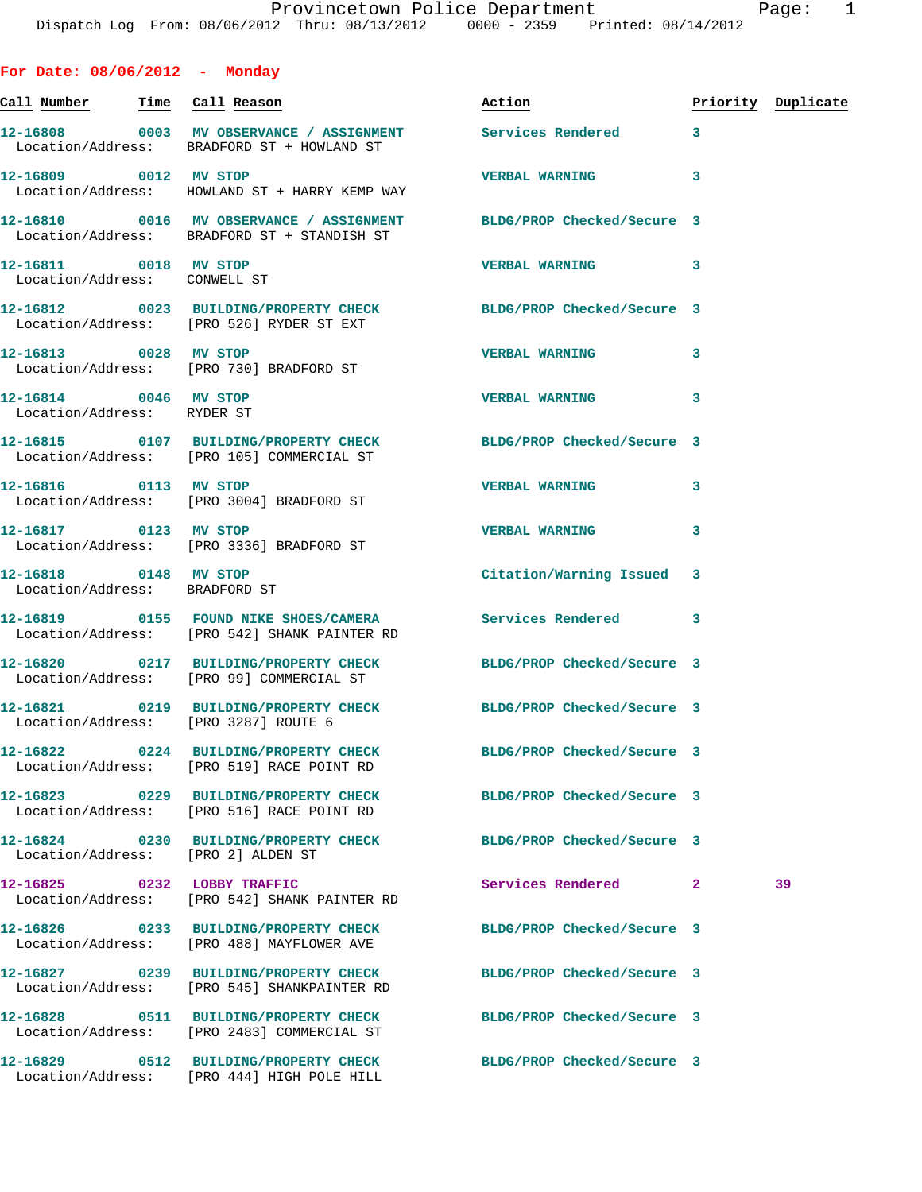Provincetown Police Department

Dispatch Log From: 08/06/2012 Thru: 08/13/2012 0000 - 2359 Printed: 08/14/2012

**For Date: 08/06/2012 - Monday**

| Call Number | Time | Call Reason | Action | Priority | Duplicate |
|---|---|---|---|---|---|
| 12-16808 | 0003 | MV OBSERVANCE / ASSIGNMENT<br>Location/Address: BRADFORD ST + HOWLAND ST | Services Rendered | 3 | |
| 12-16809 | 0012 | MV STOP<br>Location/Address: HOWLAND ST + HARRY KEMP WAY | VERBAL WARNING | 3 | |
| 12-16810 | 0016 | MV OBSERVANCE / ASSIGNMENT<br>Location/Address: BRADFORD ST + STANDISH ST | BLDG/PROP Checked/Secure | 3 | |
| 12-16811 | 0018 | MV STOP<br>Location/Address: CONWELL ST | VERBAL WARNING | 3 | |
| 12-16812 | 0023 | BUILDING/PROPERTY CHECK<br>Location/Address: [PRO 526] RYDER ST EXT | BLDG/PROP Checked/Secure | 3 | |
| 12-16813 | 0028 | MV STOP<br>Location/Address: [PRO 730] BRADFORD ST | VERBAL WARNING | 3 | |
| 12-16814 | 0046 | MV STOP<br>Location/Address: RYDER ST | VERBAL WARNING | 3 | |
| 12-16815 | 0107 | BUILDING/PROPERTY CHECK<br>Location/Address: [PRO 105] COMMERCIAL ST | BLDG/PROP Checked/Secure | 3 | |
| 12-16816 | 0113 | MV STOP<br>Location/Address: [PRO 3004] BRADFORD ST | VERBAL WARNING | 3 | |
| 12-16817 | 0123 | MV STOP<br>Location/Address: [PRO 3336] BRADFORD ST | VERBAL WARNING | 3 | |
| 12-16818 | 0148 | MV STOP<br>Location/Address: BRADFORD ST | Citation/Warning Issued | 3 | |
| 12-16819 | 0155 | FOUND NIKE SHOES/CAMERA<br>Location/Address: [PRO 542] SHANK PAINTER RD | Services Rendered | 3 | |
| 12-16820 | 0217 | BUILDING/PROPERTY CHECK<br>Location/Address: [PRO 99] COMMERCIAL ST | BLDG/PROP Checked/Secure | 3 | |
| 12-16821 | 0219 | BUILDING/PROPERTY CHECK<br>Location/Address: [PRO 3287] ROUTE 6 | BLDG/PROP Checked/Secure | 3 | |
| 12-16822 | 0224 | BUILDING/PROPERTY CHECK<br>Location/Address: [PRO 519] RACE POINT RD | BLDG/PROP Checked/Secure | 3 | |
| 12-16823 | 0229 | BUILDING/PROPERTY CHECK<br>Location/Address: [PRO 516] RACE POINT RD | BLDG/PROP Checked/Secure | 3 | |
| 12-16824 | 0230 | BUILDING/PROPERTY CHECK<br>Location/Address: [PRO 2] ALDEN ST | BLDG/PROP Checked/Secure | 3 | |
| 12-16825 | 0232 | LOBBY TRAFFIC<br>Location/Address: [PRO 542] SHANK PAINTER RD | Services Rendered | 2 | 39 |
| 12-16826 | 0233 | BUILDING/PROPERTY CHECK<br>Location/Address: [PRO 488] MAYFLOWER AVE | BLDG/PROP Checked/Secure | 3 | |
| 12-16827 | 0239 | BUILDING/PROPERTY CHECK<br>Location/Address: [PRO 545] SHANKPAINTER RD | BLDG/PROP Checked/Secure | 3 | |
| 12-16828 | 0511 | BUILDING/PROPERTY CHECK<br>Location/Address: [PRO 2483] COMMERCIAL ST | BLDG/PROP Checked/Secure | 3 | |
| 12-16829 | 0512 | BUILDING/PROPERTY CHECK<br>Location/Address: [PRO 444] HIGH POLE HILL | BLDG/PROP Checked/Secure | 3 | |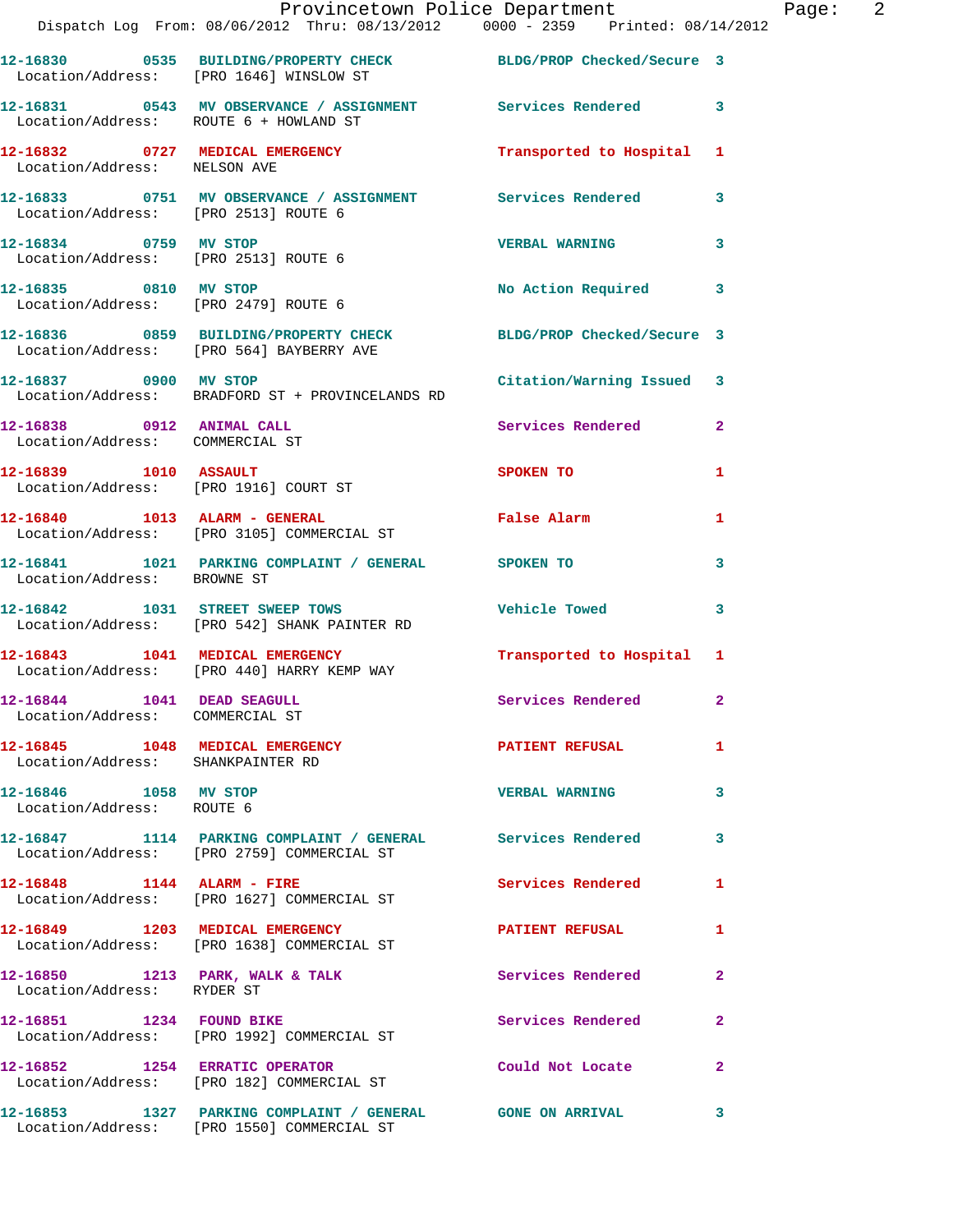12-16830 0535 BUILDING/PROPERTY CHECK BLDG/PROP Checked/Secure 3
Location/Address: [PRO 1646] WINSLOW ST

12-16831 0543 MV OBSERVANCE / ASSIGNMENT Services Rendered 3
Location/Address: ROUTE 6 + HOWLAND ST

12-16832 0727 MEDICAL EMERGENCY Transported to Hospital 1
Location/Address: NELSON AVE

12-16833 0751 MV OBSERVANCE / ASSIGNMENT Services Rendered 3
Location/Address: [PRO 2513] ROUTE 6

12-16834 0759 MV STOP VERBAL WARNING 3
Location/Address: [PRO 2513] ROUTE 6

12-16835 0810 MV STOP No Action Required 3
Location/Address: [PRO 2479] ROUTE 6

12-16836 0859 BUILDING/PROPERTY CHECK BLDG/PROP Checked/Secure 3
Location/Address: [PRO 564] BAYBERRY AVE

12-16837 0900 MV STOP Citation/Warning Issued 3
Location/Address: BRADFORD ST + PROVINCELANDS RD

12-16838 0912 ANIMAL CALL Services Rendered 2
Location/Address: COMMERCIAL ST

12-16839 1010 ASSAULT SPOKEN TO 1
Location/Address: [PRO 1916] COURT ST

12-16840 1013 ALARM - GENERAL False Alarm 1
Location/Address: [PRO 3105] COMMERCIAL ST

12-16841 1021 PARKING COMPLAINT / GENERAL SPOKEN TO 3
Location/Address: BROWNE ST

12-16842 1031 STREET SWEEP TOWS Vehicle Towed 3
Location/Address: [PRO 542] SHANK PAINTER RD

12-16843 1041 MEDICAL EMERGENCY Transported to Hospital 1
Location/Address: [PRO 440] HARRY KEMP WAY

12-16844 1041 DEAD SEAGULL Services Rendered 2
Location/Address: COMMERCIAL ST

12-16845 1048 MEDICAL EMERGENCY PATIENT REFUSAL 1
Location/Address: SHANKPAINTER RD

12-16846 1058 MV STOP VERBAL WARNING 3
Location/Address: ROUTE 6

12-16847 1114 PARKING COMPLAINT / GENERAL Services Rendered 3
Location/Address: [PRO 2759] COMMERCIAL ST

12-16848 1144 ALARM - FIRE Services Rendered 1
Location/Address: [PRO 1627] COMMERCIAL ST

12-16849 1203 MEDICAL EMERGENCY PATIENT REFUSAL 1
Location/Address: [PRO 1638] COMMERCIAL ST

12-16850 1213 PARK, WALK & TALK Services Rendered 2
Location/Address: RYDER ST

12-16851 1234 FOUND BIKE Services Rendered 2
Location/Address: [PRO 1992] COMMERCIAL ST

12-16852 1254 ERRATIC OPERATOR Could Not Locate 2
Location/Address: [PRO 182] COMMERCIAL ST

12-16853 1327 PARKING COMPLAINT / GENERAL GONE ON ARRIVAL 3
Location/Address: [PRO 1550] COMMERCIAL ST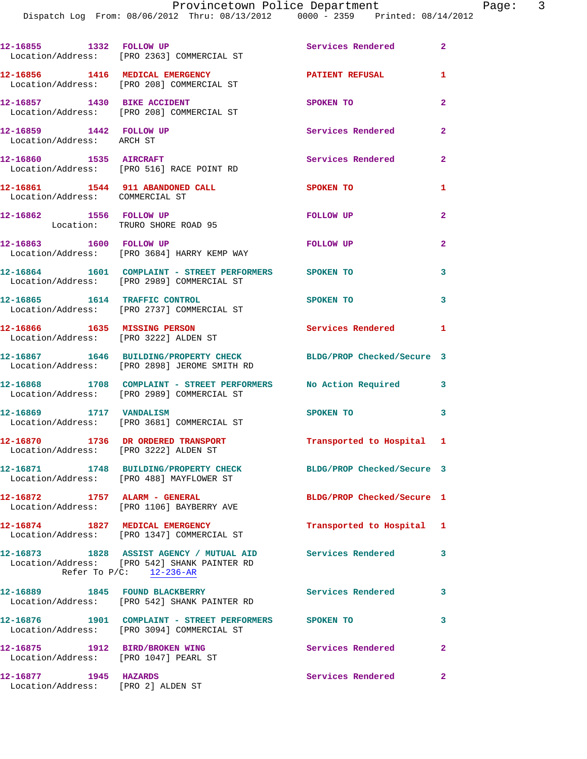12-16855 1332 FOLLOW UP Services Rendered 2
Location/Address: [PRO 2363] COMMERCIAL ST

12-16856 1416 MEDICAL EMERGENCY PATIENT REFUSAL 1
Location/Address: [PRO 208] COMMERCIAL ST

12-16857 1430 BIKE ACCIDENT SPOKEN TO 2
Location/Address: [PRO 208] COMMERCIAL ST

12-16859 1442 FOLLOW UP Services Rendered 2
Location/Address: ARCH ST

12-16860 1535 AIRCRAFT Services Rendered 2
Location/Address: [PRO 516] RACE POINT RD

12-16861 1544 911 ABANDONED CALL SPOKEN TO 1
Location/Address: COMMERCIAL ST

12-16862 1556 FOLLOW UP FOLLOW UP 2
Location: TRURO SHORE ROAD 95

12-16863 1600 FOLLOW UP FOLLOW UP 2
Location/Address: [PRO 3684] HARRY KEMP WAY

12-16864 1601 COMPLAINT - STREET PERFORMERS SPOKEN TO 3
Location/Address: [PRO 2989] COMMERCIAL ST

12-16865 1614 TRAFFIC CONTROL SPOKEN TO 3
Location/Address: [PRO 2737] COMMERCIAL ST

12-16866 1635 MISSING PERSON Services Rendered 1
Location/Address: [PRO 3222] ALDEN ST

12-16867 1646 BUILDING/PROPERTY CHECK BLDG/PROP Checked/Secure 3
Location/Address: [PRO 2898] JEROME SMITH RD

12-16868 1708 COMPLAINT - STREET PERFORMERS No Action Required 3
Location/Address: [PRO 2989] COMMERCIAL ST

12-16869 1717 VANDALISM SPOKEN TO 3
Location/Address: [PRO 3681] COMMERCIAL ST

12-16870 1736 DR ORDERED TRANSPORT Transported to Hospital 1
Location/Address: [PRO 3222] ALDEN ST

12-16871 1748 BUILDING/PROPERTY CHECK BLDG/PROP Checked/Secure 3
Location/Address: [PRO 488] MAYFLOWER ST

12-16872 1757 ALARM - GENERAL BLDG/PROP Checked/Secure 1
Location/Address: [PRO 1106] BAYBERRY AVE

12-16874 1827 MEDICAL EMERGENCY Transported to Hospital 1
Location/Address: [PRO 1347] COMMERCIAL ST

12-16873 1828 ASSIST AGENCY / MUTUAL AID Services Rendered 3
Location/Address: [PRO 542] SHANK PAINTER RD
Refer To P/C: 12-236-AR

12-16889 1845 FOUND BLACKBERRY Services Rendered 3
Location/Address: [PRO 542] SHANK PAINTER RD

12-16876 1901 COMPLAINT - STREET PERFORMERS SPOKEN TO 3
Location/Address: [PRO 3094] COMMERCIAL ST

12-16875 1912 BIRD/BROKEN WING Services Rendered 2
Location/Address: [PRO 1047] PEARL ST

12-16877 1945 HAZARDS Services Rendered 2
Location/Address: [PRO 2] ALDEN ST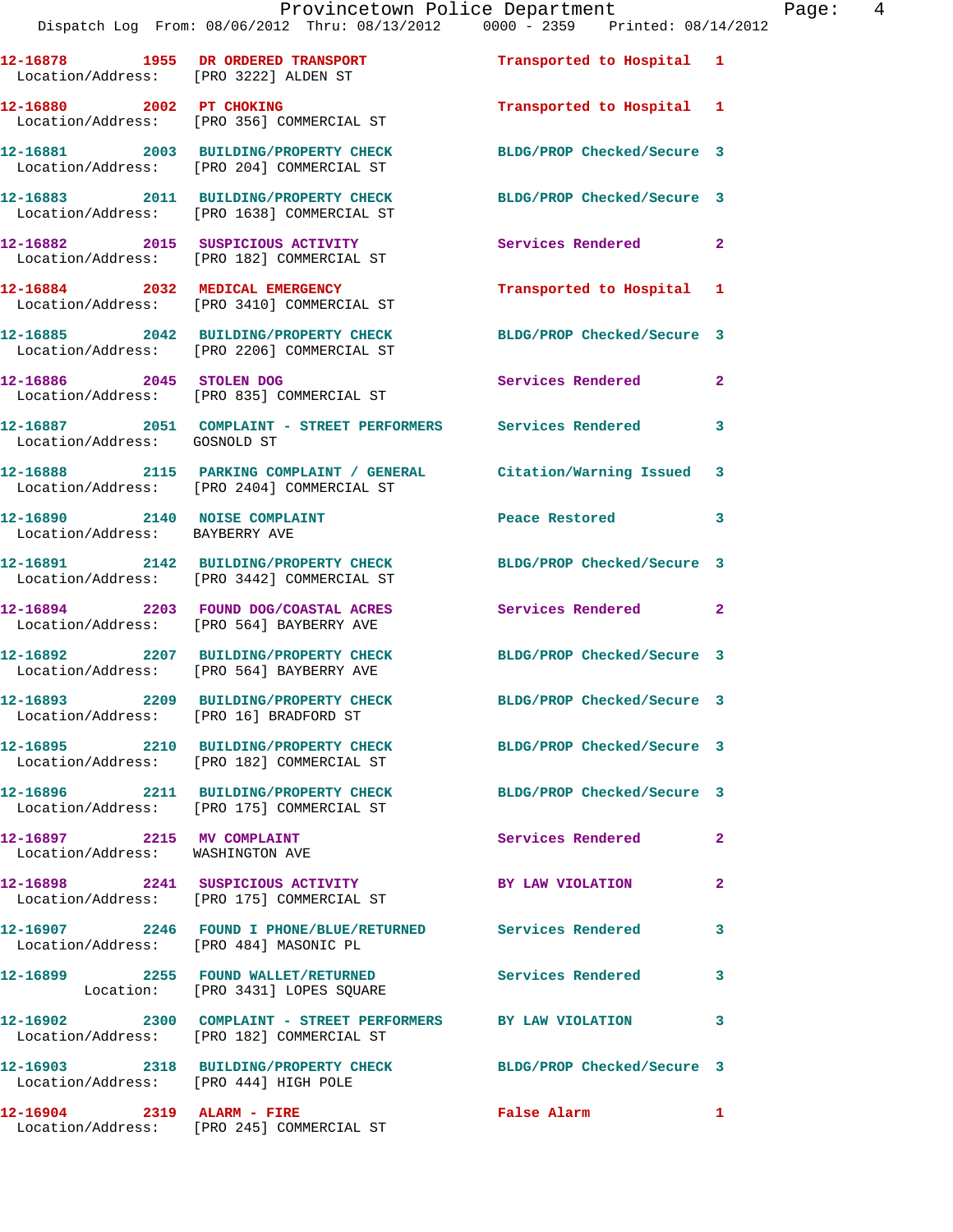| Call # | Time | Call Reason | Action | Priority |
|---|---|---|---|---|
| 12-16878 | 1955 | DR ORDERED TRANSPORT | Transported to Hospital | 1 |
| Location/Address: | | [PRO 3222] ALDEN ST | | |
| 12-16880 | 2002 | PT CHOKING | Transported to Hospital | 1 |
| Location/Address: | | [PRO 356] COMMERCIAL ST | | |
| 12-16881 | 2003 | BUILDING/PROPERTY CHECK | BLDG/PROP Checked/Secure | 3 |
| Location/Address: | | [PRO 204] COMMERCIAL ST | | |
| 12-16883 | 2011 | BUILDING/PROPERTY CHECK | BLDG/PROP Checked/Secure | 3 |
| Location/Address: | | [PRO 1638] COMMERCIAL ST | | |
| 12-16882 | 2015 | SUSPICIOUS ACTIVITY | Services Rendered | 2 |
| Location/Address: | | [PRO 182] COMMERCIAL ST | | |
| 12-16884 | 2032 | MEDICAL EMERGENCY | Transported to Hospital | 1 |
| Location/Address: | | [PRO 3410] COMMERCIAL ST | | |
| 12-16885 | 2042 | BUILDING/PROPERTY CHECK | BLDG/PROP Checked/Secure | 3 |
| Location/Address: | | [PRO 2206] COMMERCIAL ST | | |
| 12-16886 | 2045 | STOLEN DOG | Services Rendered | 2 |
| Location/Address: | | [PRO 835] COMMERCIAL ST | | |
| 12-16887 | 2051 | COMPLAINT - STREET PERFORMERS | Services Rendered | 3 |
| Location/Address: | | GOSNOLD ST | | |
| 12-16888 | 2115 | PARKING COMPLAINT / GENERAL | Citation/Warning Issued | 3 |
| Location/Address: | | [PRO 2404] COMMERCIAL ST | | |
| 12-16890 | 2140 | NOISE COMPLAINT | Peace Restored | 3 |
| Location/Address: | | BAYBERRY AVE | | |
| 12-16891 | 2142 | BUILDING/PROPERTY CHECK | BLDG/PROP Checked/Secure | 3 |
| Location/Address: | | [PRO 3442] COMMERCIAL ST | | |
| 12-16894 | 2203 | FOUND DOG/COASTAL ACRES | Services Rendered | 2 |
| Location/Address: | | [PRO 564] BAYBERRY AVE | | |
| 12-16892 | 2207 | BUILDING/PROPERTY CHECK | BLDG/PROP Checked/Secure | 3 |
| Location/Address: | | [PRO 564] BAYBERRY AVE | | |
| 12-16893 | 2209 | BUILDING/PROPERTY CHECK | BLDG/PROP Checked/Secure | 3 |
| Location/Address: | | [PRO 16] BRADFORD ST | | |
| 12-16895 | 2210 | BUILDING/PROPERTY CHECK | BLDG/PROP Checked/Secure | 3 |
| Location/Address: | | [PRO 182] COMMERCIAL ST | | |
| 12-16896 | 2211 | BUILDING/PROPERTY CHECK | BLDG/PROP Checked/Secure | 3 |
| Location/Address: | | [PRO 175] COMMERCIAL ST | | |
| 12-16897 | 2215 | MV COMPLAINT | Services Rendered | 2 |
| Location/Address: | | WASHINGTON AVE | | |
| 12-16898 | 2241 | SUSPICIOUS ACTIVITY | BY LAW VIOLATION | 2 |
| Location/Address: | | [PRO 175] COMMERCIAL ST | | |
| 12-16907 | 2246 | FOUND I PHONE/BLUE/RETURNED | Services Rendered | 3 |
| Location/Address: | | [PRO 484] MASONIC PL | | |
| 12-16899 | 2255 | FOUND WALLET/RETURNED | Services Rendered | 3 |
| Location: | | [PRO 3431] LOPES SQUARE | | |
| 12-16902 | 2300 | COMPLAINT - STREET PERFORMERS | BY LAW VIOLATION | 3 |
| Location/Address: | | [PRO 182] COMMERCIAL ST | | |
| 12-16903 | 2318 | BUILDING/PROPERTY CHECK | BLDG/PROP Checked/Secure | 3 |
| Location/Address: | | [PRO 444] HIGH POLE | | |
| 12-16904 | 2319 | ALARM - FIRE | False Alarm | 1 |
| Location/Address: | | [PRO 245] COMMERCIAL ST | | |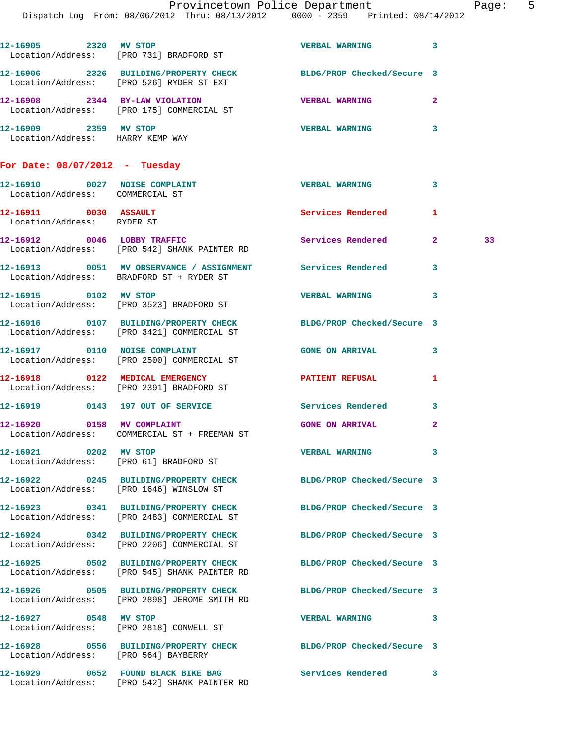12-16905 2320 MV STOP VERBAL WARNING 3
Location/Address: [PRO 731] BRADFORD ST

12-16906 2326 BUILDING/PROPERTY CHECK BLDG/PROP Checked/Secure 3
Location/Address: [PRO 526] RYDER ST EXT

12-16908 2344 BY-LAW VIOLATION VERBAL WARNING 2
Location/Address: [PRO 175] COMMERCIAL ST

12-16909 2359 MV STOP VERBAL WARNING 3
Location/Address: HARRY KEMP WAY

## For Date: 08/07/2012 - Tuesday

12-16910 0027 NOISE COMPLAINT VERBAL WARNING 3
Location/Address: COMMERCIAL ST

12-16911 0030 ASSAULT Services Rendered 1
Location/Address: RYDER ST

12-16912 0046 LOBBY TRAFFIC Services Rendered 2 33
Location/Address: [PRO 542] SHANK PAINTER RD

12-16913 0051 MV OBSERVANCE / ASSIGNMENT Services Rendered 3
Location/Address: BRADFORD ST + RYDER ST

12-16915 0102 MV STOP VERBAL WARNING 3
Location/Address: [PRO 3523] BRADFORD ST

12-16916 0107 BUILDING/PROPERTY CHECK BLDG/PROP Checked/Secure 3
Location/Address: [PRO 3421] COMMERCIAL ST

12-16917 0110 NOISE COMPLAINT GONE ON ARRIVAL 3
Location/Address: [PRO 2500] COMMERCIAL ST

12-16918 0122 MEDICAL EMERGENCY PATIENT REFUSAL 1
Location/Address: [PRO 2391] BRADFORD ST

12-16919 0143 197 OUT OF SERVICE Services Rendered 3

12-16920 0158 MV COMPLAINT GONE ON ARRIVAL 2
Location/Address: COMMERCIAL ST + FREEMAN ST

12-16921 0202 MV STOP VERBAL WARNING 3
Location/Address: [PRO 61] BRADFORD ST

12-16922 0245 BUILDING/PROPERTY CHECK BLDG/PROP Checked/Secure 3
Location/Address: [PRO 1646] WINSLOW ST

12-16923 0341 BUILDING/PROPERTY CHECK BLDG/PROP Checked/Secure 3
Location/Address: [PRO 2483] COMMERCIAL ST

12-16924 0342 BUILDING/PROPERTY CHECK BLDG/PROP Checked/Secure 3
Location/Address: [PRO 2206] COMMERCIAL ST

12-16925 0502 BUILDING/PROPERTY CHECK BLDG/PROP Checked/Secure 3
Location/Address: [PRO 545] SHANK PAINTER RD

12-16926 0505 BUILDING/PROPERTY CHECK BLDG/PROP Checked/Secure 3
Location/Address: [PRO 2898] JEROME SMITH RD

12-16927 0548 MV STOP VERBAL WARNING 3
Location/Address: [PRO 2818] CONWELL ST

12-16928 0556 BUILDING/PROPERTY CHECK BLDG/PROP Checked/Secure 3
Location/Address: [PRO 564] BAYBERRY

12-16929 0652 FOUND BLACK BIKE BAG Services Rendered 3
Location/Address: [PRO 542] SHANK PAINTER RD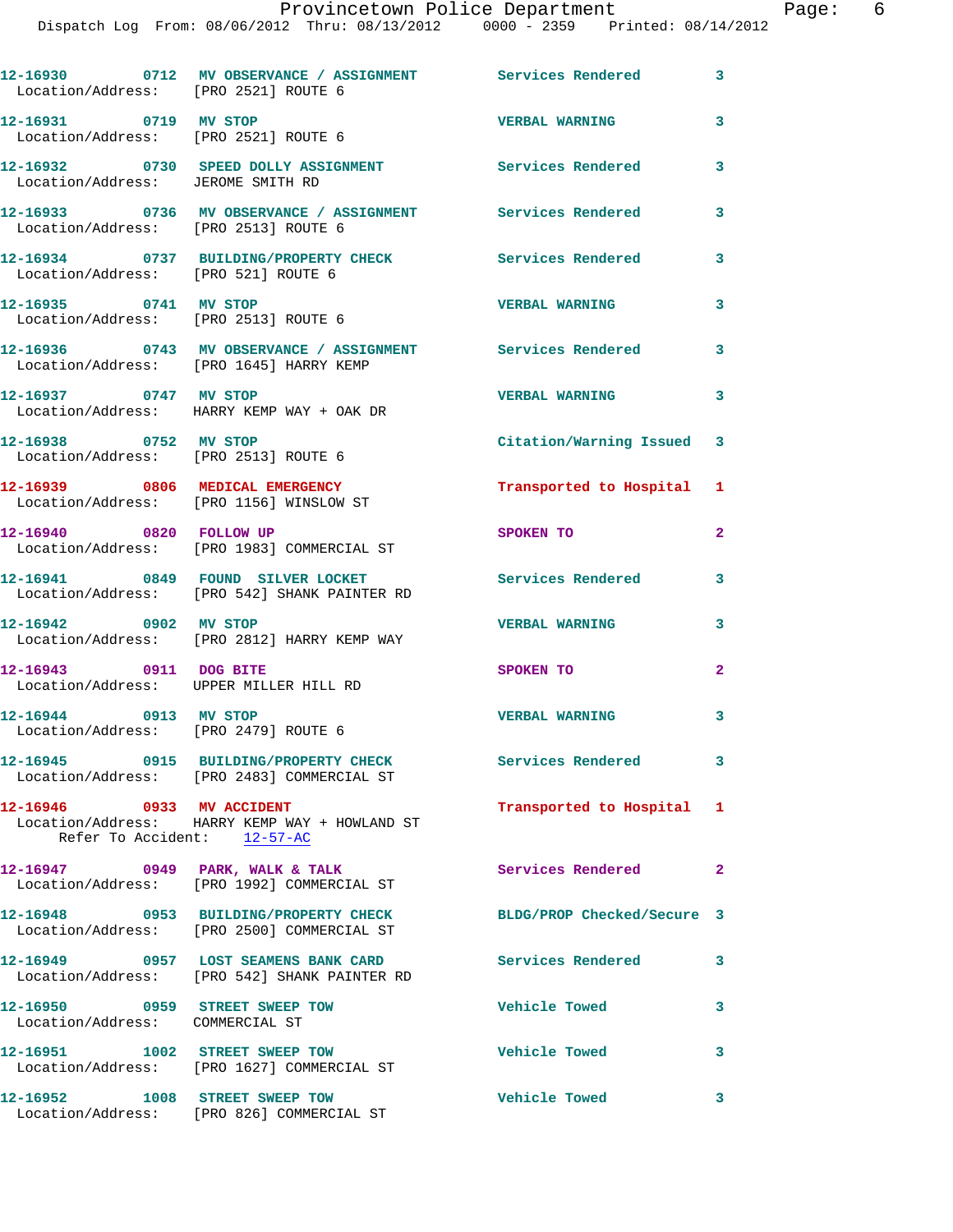12-16930 0712 MV OBSERVANCE / ASSIGNMENT Services Rendered 3
Location/Address: [PRO 2521] ROUTE 6

12-16931 0719 MV STOP VERBAL WARNING 3
Location/Address: [PRO 2521] ROUTE 6

12-16932 0730 SPEED DOLLY ASSIGNMENT Services Rendered 3
Location/Address: JEROME SMITH RD

12-16933 0736 MV OBSERVANCE / ASSIGNMENT Services Rendered 3
Location/Address: [PRO 2513] ROUTE 6

12-16934 0737 BUILDING/PROPERTY CHECK Services Rendered 3
Location/Address: [PRO 521] ROUTE 6

12-16935 0741 MV STOP VERBAL WARNING 3
Location/Address: [PRO 2513] ROUTE 6

12-16936 0743 MV OBSERVANCE / ASSIGNMENT Services Rendered 3
Location/Address: [PRO 1645] HARRY KEMP

12-16937 0747 MV STOP VERBAL WARNING 3
Location/Address: HARRY KEMP WAY + OAK DR

12-16938 0752 MV STOP Citation/Warning Issued 3
Location/Address: [PRO 2513] ROUTE 6

12-16939 0806 MEDICAL EMERGENCY Transported to Hospital 1
Location/Address: [PRO 1156] WINSLOW ST

12-16940 0820 FOLLOW UP SPOKEN TO 2
Location/Address: [PRO 1983] COMMERCIAL ST

12-16941 0849 FOUND SILVER LOCKET Services Rendered 3
Location/Address: [PRO 542] SHANK PAINTER RD

12-16942 0902 MV STOP VERBAL WARNING 3
Location/Address: [PRO 2812] HARRY KEMP WAY

12-16943 0911 DOG BITE SPOKEN TO 2
Location/Address: UPPER MILLER HILL RD

12-16944 0913 MV STOP VERBAL WARNING 3
Location/Address: [PRO 2479] ROUTE 6

12-16945 0915 BUILDING/PROPERTY CHECK Services Rendered 3
Location/Address: [PRO 2483] COMMERCIAL ST

12-16946 0933 MV ACCIDENT Transported to Hospital 1
Location/Address: HARRY KEMP WAY + HOWLAND ST
Refer To Accident: 12-57-AC

12-16947 0949 PARK, WALK & TALK Services Rendered 2
Location/Address: [PRO 1992] COMMERCIAL ST

12-16948 0953 BUILDING/PROPERTY CHECK BLDG/PROP Checked/Secure 3
Location/Address: [PRO 2500] COMMERCIAL ST

12-16949 0957 LOST SEAMENS BANK CARD Services Rendered 3
Location/Address: [PRO 542] SHANK PAINTER RD

12-16950 0959 STREET SWEEP TOW Vehicle Towed 3
Location/Address: COMMERCIAL ST

12-16951 1002 STREET SWEEP TOW Vehicle Towed 3
Location/Address: [PRO 1627] COMMERCIAL ST

12-16952 1008 STREET SWEEP TOW Vehicle Towed 3
Location/Address: [PRO 826] COMMERCIAL ST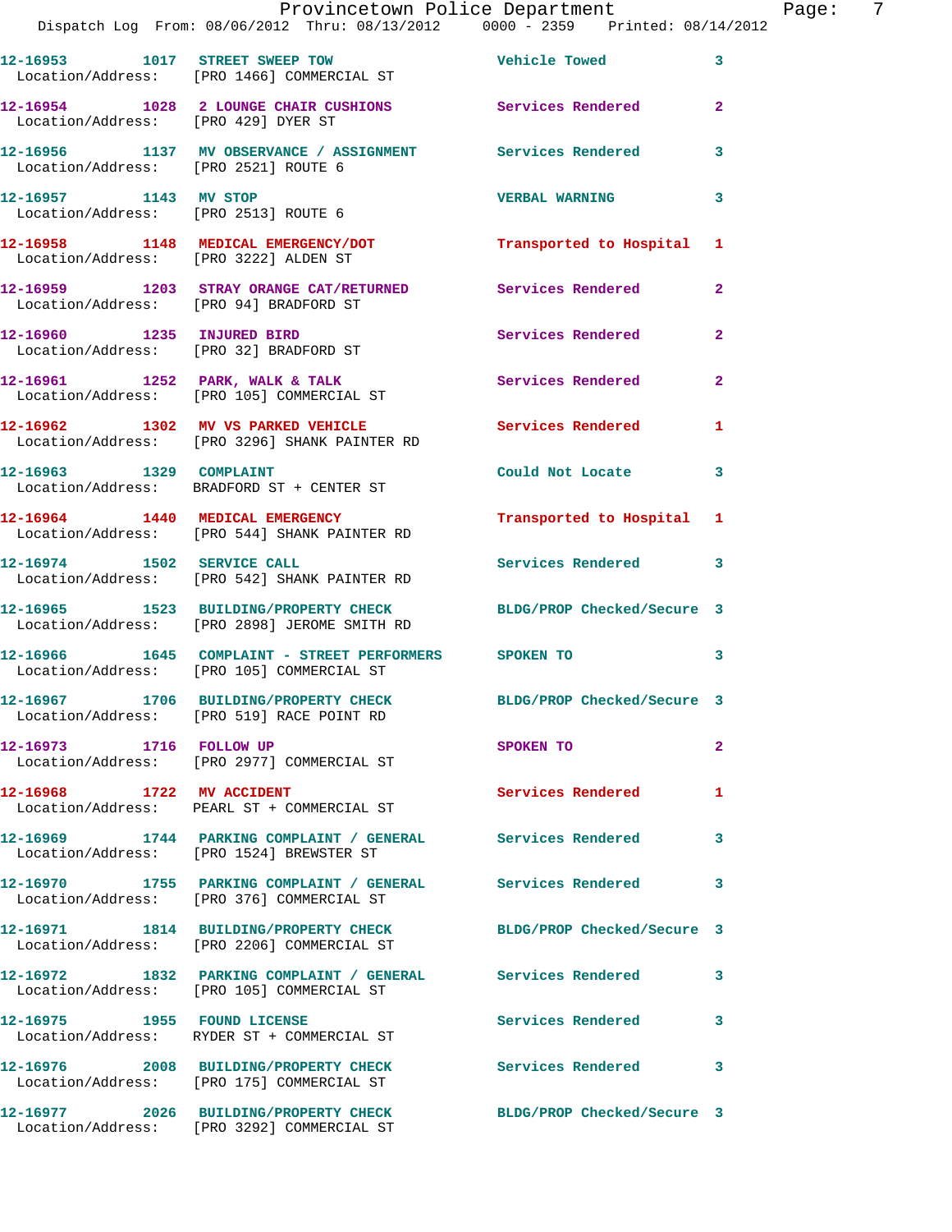| Call # | Time | Call Reason | Action | Priority |
|---|---|---|---|---|
| 12-16953 | 1017 | STREET SWEEP TOW | Vehicle Towed | 3 |
| | | Location/Address: [PRO 1466] COMMERCIAL ST | | |
| 12-16954 | 1028 | 2 LOUNGE CHAIR CUSHIONS | Services Rendered | 2 |
| | | Location/Address: [PRO 429] DYER ST | | |
| 12-16956 | 1137 | MV OBSERVANCE / ASSIGNMENT | Services Rendered | 3 |
| | | Location/Address: [PRO 2521] ROUTE 6 | | |
| 12-16957 | 1143 | MV STOP | VERBAL WARNING | 3 |
| | | Location/Address: [PRO 2513] ROUTE 6 | | |
| 12-16958 | 1148 | MEDICAL EMERGENCY/DOT | Transported to Hospital | 1 |
| | | Location/Address: [PRO 3222] ALDEN ST | | |
| 12-16959 | 1203 | STRAY ORANGE CAT/RETURNED | Services Rendered | 2 |
| | | Location/Address: [PRO 94] BRADFORD ST | | |
| 12-16960 | 1235 | INJURED BIRD | Services Rendered | 2 |
| | | Location/Address: [PRO 32] BRADFORD ST | | |
| 12-16961 | 1252 | PARK, WALK & TALK | Services Rendered | 2 |
| | | Location/Address: [PRO 105] COMMERCIAL ST | | |
| 12-16962 | 1302 | MV VS PARKED VEHICLE | Services Rendered | 1 |
| | | Location/Address: [PRO 3296] SHANK PAINTER RD | | |
| 12-16963 | 1329 | COMPLAINT | Could Not Locate | 3 |
| | | Location/Address: BRADFORD ST + CENTER ST | | |
| 12-16964 | 1440 | MEDICAL EMERGENCY | Transported to Hospital | 1 |
| | | Location/Address: [PRO 544] SHANK PAINTER RD | | |
| 12-16974 | 1502 | SERVICE CALL | Services Rendered | 3 |
| | | Location/Address: [PRO 542] SHANK PAINTER RD | | |
| 12-16965 | 1523 | BUILDING/PROPERTY CHECK | BLDG/PROP Checked/Secure | 3 |
| | | Location/Address: [PRO 2898] JEROME SMITH RD | | |
| 12-16966 | 1645 | COMPLAINT - STREET PERFORMERS | SPOKEN TO | 3 |
| | | Location/Address: [PRO 105] COMMERCIAL ST | | |
| 12-16967 | 1706 | BUILDING/PROPERTY CHECK | BLDG/PROP Checked/Secure | 3 |
| | | Location/Address: [PRO 519] RACE POINT RD | | |
| 12-16973 | 1716 | FOLLOW UP | SPOKEN TO | 2 |
| | | Location/Address: [PRO 2977] COMMERCIAL ST | | |
| 12-16968 | 1722 | MV ACCIDENT | Services Rendered | 1 |
| | | Location/Address: PEARL ST + COMMERCIAL ST | | |
| 12-16969 | 1744 | PARKING COMPLAINT / GENERAL | Services Rendered | 3 |
| | | Location/Address: [PRO 1524] BREWSTER ST | | |
| 12-16970 | 1755 | PARKING COMPLAINT / GENERAL | Services Rendered | 3 |
| | | Location/Address: [PRO 376] COMMERCIAL ST | | |
| 12-16971 | 1814 | BUILDING/PROPERTY CHECK | BLDG/PROP Checked/Secure | 3 |
| | | Location/Address: [PRO 2206] COMMERCIAL ST | | |
| 12-16972 | 1832 | PARKING COMPLAINT / GENERAL | Services Rendered | 3 |
| | | Location/Address: [PRO 105] COMMERCIAL ST | | |
| 12-16975 | 1955 | FOUND LICENSE | Services Rendered | 3 |
| | | Location/Address: RYDER ST + COMMERCIAL ST | | |
| 12-16976 | 2008 | BUILDING/PROPERTY CHECK | Services Rendered | 3 |
| | | Location/Address: [PRO 175] COMMERCIAL ST | | |
| 12-16977 | 2026 | BUILDING/PROPERTY CHECK | BLDG/PROP Checked/Secure | 3 |
| | | Location/Address: [PRO 3292] COMMERCIAL ST | | |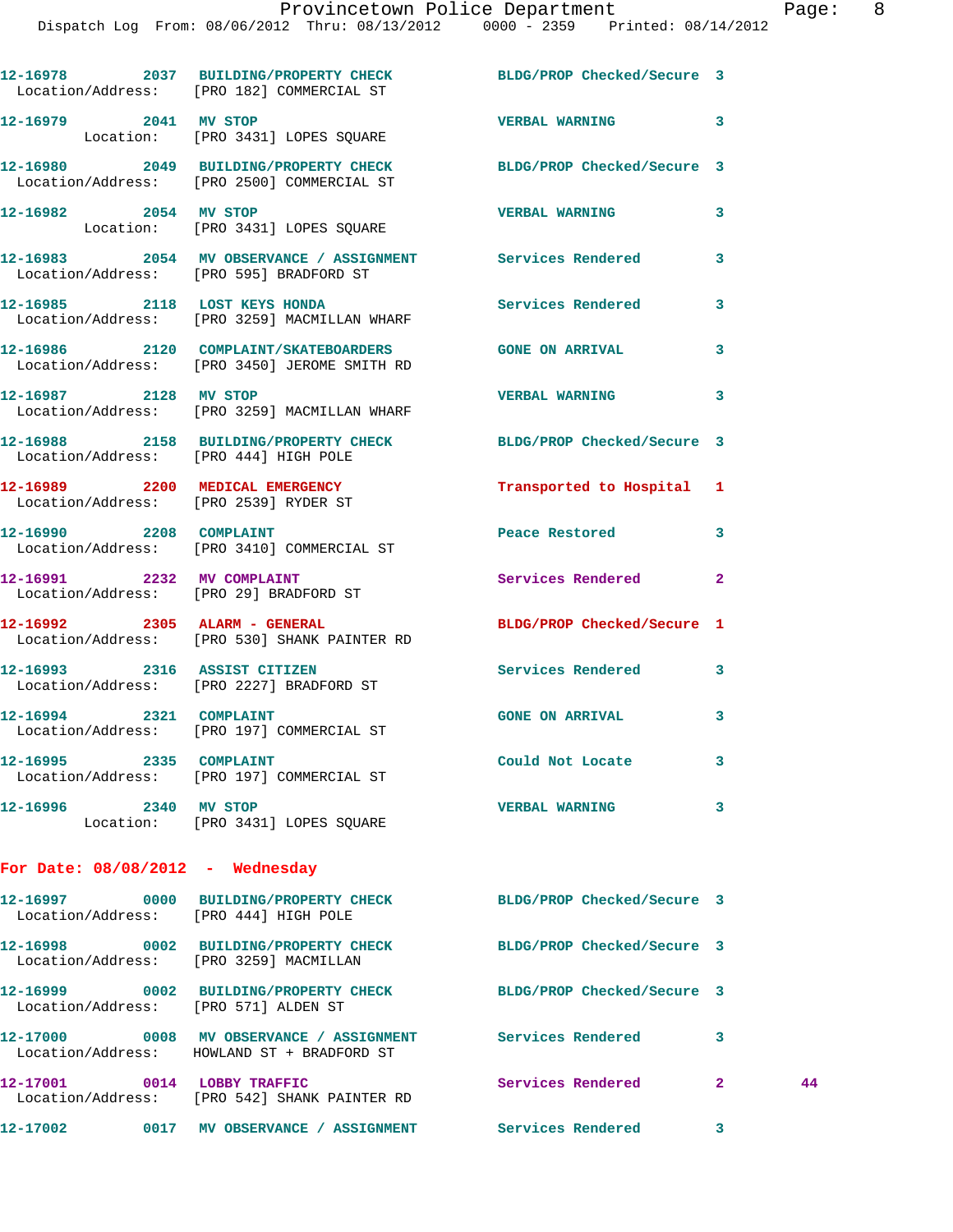12-16978 2037 BUILDING/PROPERTY CHECK BLDG/PROP Checked/Secure 3
Location/Address: [PRO 182] COMMERCIAL ST

12-16979 2041 MV STOP VERBAL WARNING 3
Location: [PRO 3431] LOPES SQUARE

12-16980 2049 BUILDING/PROPERTY CHECK BLDG/PROP Checked/Secure 3
Location/Address: [PRO 2500] COMMERCIAL ST

12-16982 2054 MV STOP VERBAL WARNING 3
Location: [PRO 3431] LOPES SQUARE

12-16983 2054 MV OBSERVANCE / ASSIGNMENT Services Rendered 3
Location/Address: [PRO 595] BRADFORD ST

12-16985 2118 LOST KEYS HONDA Services Rendered 3
Location/Address: [PRO 3259] MACMILLAN WHARF

12-16986 2120 COMPLAINT/SKATEBOARDERS GONE ON ARRIVAL 3
Location/Address: [PRO 3450] JEROME SMITH RD

12-16987 2128 MV STOP VERBAL WARNING 3
Location/Address: [PRO 3259] MACMILLAN WHARF

12-16988 2158 BUILDING/PROPERTY CHECK BLDG/PROP Checked/Secure 3
Location/Address: [PRO 444] HIGH POLE

12-16989 2200 MEDICAL EMERGENCY Transported to Hospital 1
Location/Address: [PRO 2539] RYDER ST

12-16990 2208 COMPLAINT Peace Restored 3
Location/Address: [PRO 3410] COMMERCIAL ST

12-16991 2232 MV COMPLAINT Services Rendered 2
Location/Address: [PRO 29] BRADFORD ST

12-16992 2305 ALARM - GENERAL BLDG/PROP Checked/Secure 1
Location/Address: [PRO 530] SHANK PAINTER RD

12-16993 2316 ASSIST CITIZEN Services Rendered 3
Location/Address: [PRO 2227] BRADFORD ST

12-16994 2321 COMPLAINT GONE ON ARRIVAL 3
Location/Address: [PRO 197] COMMERCIAL ST

12-16995 2335 COMPLAINT Could Not Locate 3
Location/Address: [PRO 197] COMMERCIAL ST

12-16996 2340 MV STOP VERBAL WARNING 3
Location: [PRO 3431] LOPES SQUARE

## For Date: 08/08/2012 - Wednesday

12-16997 0000 BUILDING/PROPERTY CHECK BLDG/PROP Checked/Secure 3
Location/Address: [PRO 444] HIGH POLE

12-16998 0002 BUILDING/PROPERTY CHECK BLDG/PROP Checked/Secure 3
Location/Address: [PRO 3259] MACMILLAN

12-16999 0002 BUILDING/PROPERTY CHECK BLDG/PROP Checked/Secure 3
Location/Address: [PRO 571] ALDEN ST

12-17000 0008 MV OBSERVANCE / ASSIGNMENT Services Rendered 3
Location/Address: HOWLAND ST + BRADFORD ST

12-17001 0014 LOBBY TRAFFIC Services Rendered 2 44
Location/Address: [PRO 542] SHANK PAINTER RD

12-17002 0017 MV OBSERVANCE / ASSIGNMENT Services Rendered 3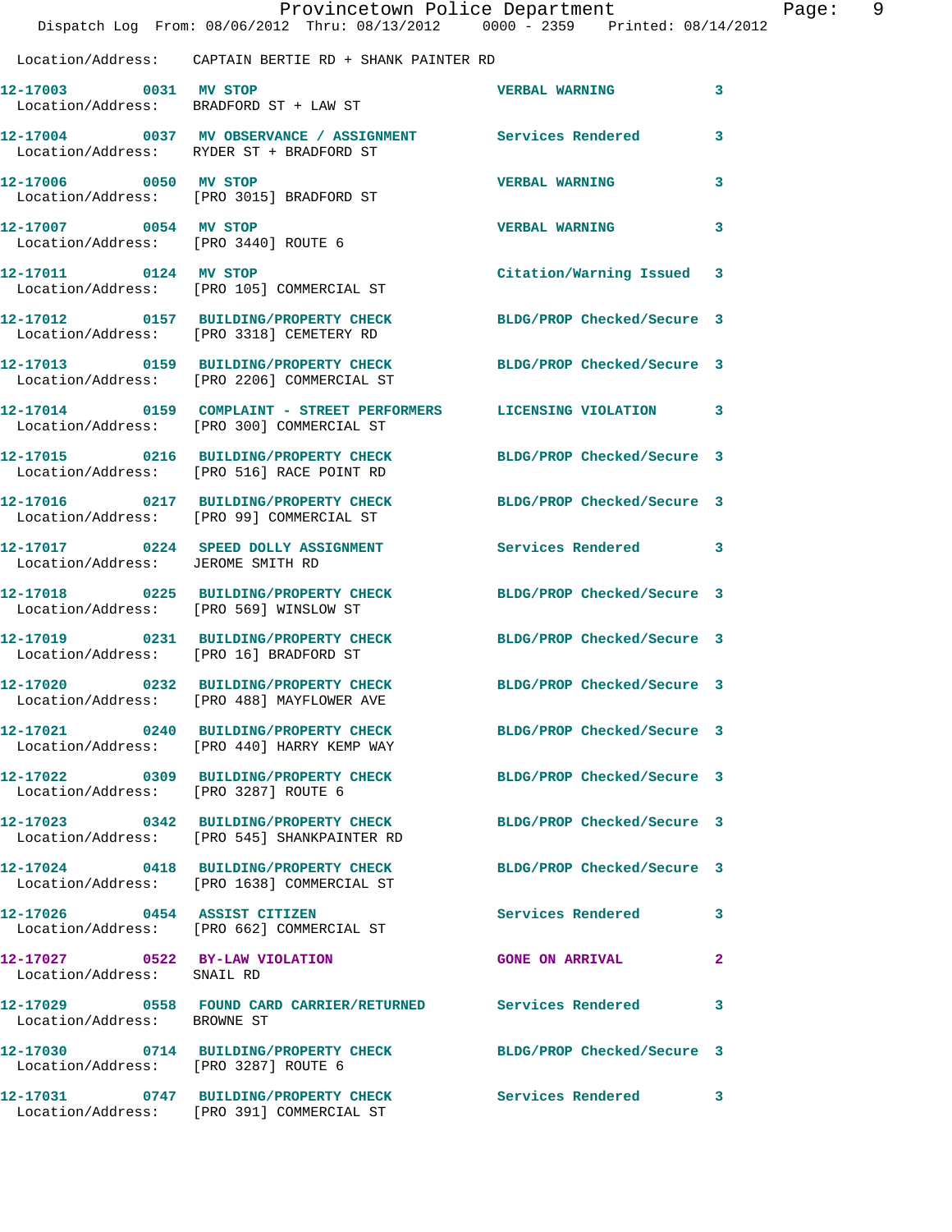Location/Address: CAPTAIN BERTIE RD + SHANK PAINTER RD

| Call # | Time | Call Reason | Action | Priority |
|---|---|---|---|---|
| **12-17003** | **0031** | **MV STOP** | **VERBAL WARNING** | **3** |
| Location/Address: BRADFORD ST + LAW ST | | | | |
| **12-17004** | **0037** | **MV OBSERVANCE / ASSIGNMENT** | **Services Rendered** | **3** |
| Location/Address: RYDER ST + BRADFORD ST | | | | |
| **12-17006** | **0050** | **MV STOP** | **VERBAL WARNING** | **3** |
| Location/Address: [PRO 3015] BRADFORD ST | | | | |
| **12-17007** | **0054** | **MV STOP** | **VERBAL WARNING** | **3** |
| Location/Address: [PRO 3440] ROUTE 6 | | | | |
| **12-17011** | **0124** | **MV STOP** | **Citation/Warning Issued** | **3** |
| Location/Address: [PRO 105] COMMERCIAL ST | | | | |
| **12-17012** | **0157** | **BUILDING/PROPERTY CHECK** | **BLDG/PROP Checked/Secure** | **3** |
| Location/Address: [PRO 3318] CEMETERY RD | | | | |
| **12-17013** | **0159** | **BUILDING/PROPERTY CHECK** | **BLDG/PROP Checked/Secure** | **3** |
| Location/Address: [PRO 2206] COMMERCIAL ST | | | | |
| **12-17014** | **0159** | **COMPLAINT - STREET PERFORMERS** | **LICENSING VIOLATION** | **3** |
| Location/Address: [PRO 300] COMMERCIAL ST | | | | |
| **12-17015** | **0216** | **BUILDING/PROPERTY CHECK** | **BLDG/PROP Checked/Secure** | **3** |
| Location/Address: [PRO 516] RACE POINT RD | | | | |
| **12-17016** | **0217** | **BUILDING/PROPERTY CHECK** | **BLDG/PROP Checked/Secure** | **3** |
| Location/Address: [PRO 99] COMMERCIAL ST | | | | |
| **12-17017** | **0224** | **SPEED DOLLY ASSIGNMENT** | **Services Rendered** | **3** |
| Location/Address: JEROME SMITH RD | | | | |
| **12-17018** | **0225** | **BUILDING/PROPERTY CHECK** | **BLDG/PROP Checked/Secure** | **3** |
| Location/Address: [PRO 569] WINSLOW ST | | | | |
| **12-17019** | **0231** | **BUILDING/PROPERTY CHECK** | **BLDG/PROP Checked/Secure** | **3** |
| Location/Address: [PRO 16] BRADFORD ST | | | | |
| **12-17020** | **0232** | **BUILDING/PROPERTY CHECK** | **BLDG/PROP Checked/Secure** | **3** |
| Location/Address: [PRO 488] MAYFLOWER AVE | | | | |
| **12-17021** | **0240** | **BUILDING/PROPERTY CHECK** | **BLDG/PROP Checked/Secure** | **3** |
| Location/Address: [PRO 440] HARRY KEMP WAY | | | | |
| **12-17022** | **0309** | **BUILDING/PROPERTY CHECK** | **BLDG/PROP Checked/Secure** | **3** |
| Location/Address: [PRO 3287] ROUTE 6 | | | | |
| **12-17023** | **0342** | **BUILDING/PROPERTY CHECK** | **BLDG/PROP Checked/Secure** | **3** |
| Location/Address: [PRO 545] SHANKPAINTER RD | | | | |
| **12-17024** | **0418** | **BUILDING/PROPERTY CHECK** | **BLDG/PROP Checked/Secure** | **3** |
| Location/Address: [PRO 1638] COMMERCIAL ST | | | | |
| **12-17026** | **0454** | **ASSIST CITIZEN** | **Services Rendered** | **3** |
| Location/Address: [PRO 662] COMMERCIAL ST | | | | |
| **12-17027** | **0522** | **BY-LAW VIOLATION** | **GONE ON ARRIVAL** | **2** |
| Location/Address: SNAIL RD | | | | |
| **12-17029** | **0558** | **FOUND CARD CARRIER/RETURNED** | **Services Rendered** | **3** |
| Location/Address: BROWNE ST | | | | |
| **12-17030** | **0714** | **BUILDING/PROPERTY CHECK** | **BLDG/PROP Checked/Secure** | **3** |
| Location/Address: [PRO 3287] ROUTE 6 | | | | |
| **12-17031** | **0747** | **BUILDING/PROPERTY CHECK** | **Services Rendered** | **3** |
| Location/Address: [PRO 391] COMMERCIAL ST | | | | |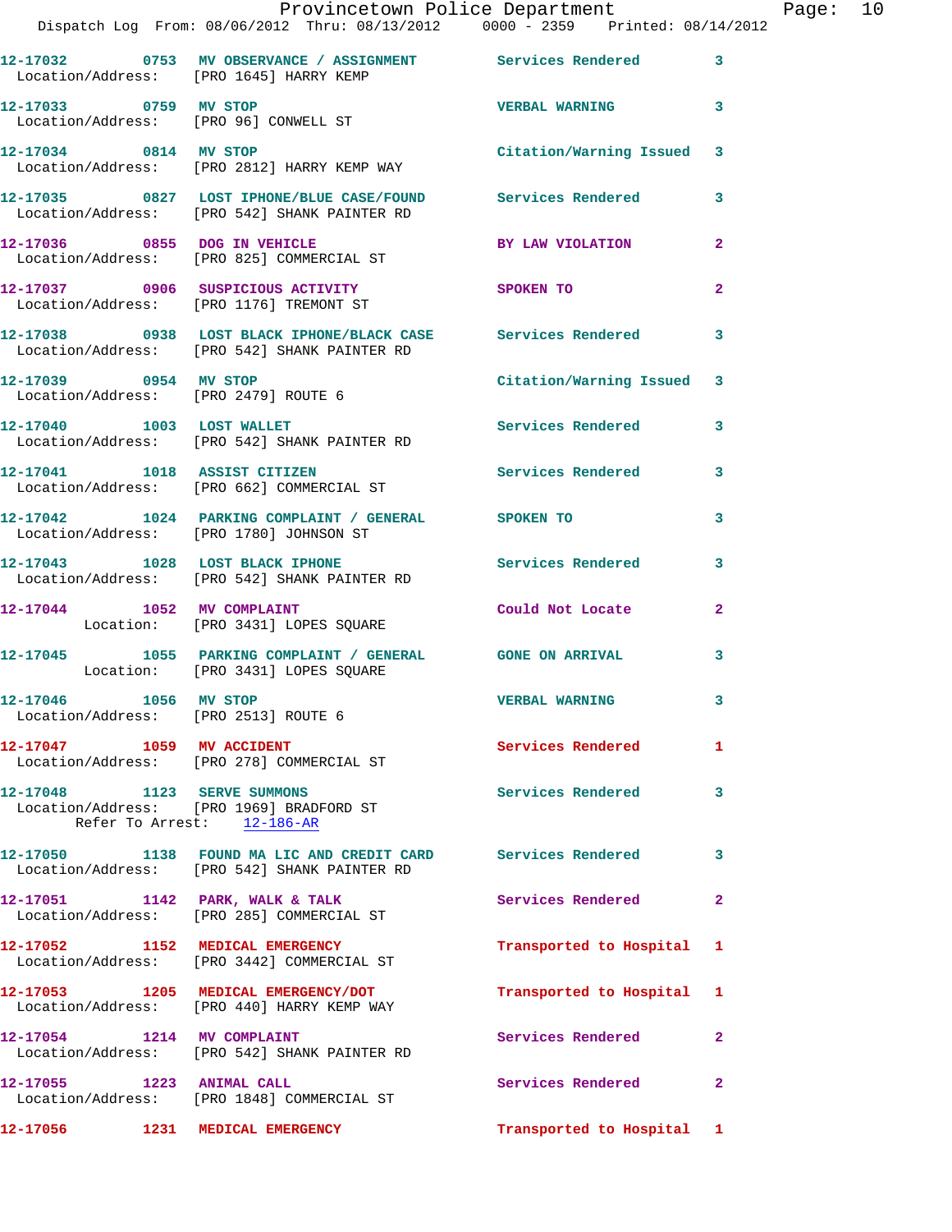12-17032 0753 MV OBSERVANCE / ASSIGNMENT Services Rendered 3
Location/Address: [PRO 1645] HARRY KEMP

12-17033 0759 MV STOP VERBAL WARNING 3
Location/Address: [PRO 96] CONWELL ST

12-17034 0814 MV STOP Citation/Warning Issued 3
Location/Address: [PRO 2812] HARRY KEMP WAY

12-17035 0827 LOST IPHONE/BLUE CASE/FOUND Services Rendered 3
Location/Address: [PRO 542] SHANK PAINTER RD

12-17036 0855 DOG IN VEHICLE BY LAW VIOLATION 2
Location/Address: [PRO 825] COMMERCIAL ST

12-17037 0906 SUSPICIOUS ACTIVITY SPOKEN TO 2
Location/Address: [PRO 1176] TREMONT ST

12-17038 0938 LOST BLACK IPHONE/BLACK CASE Services Rendered 3
Location/Address: [PRO 542] SHANK PAINTER RD

12-17039 0954 MV STOP Citation/Warning Issued 3
Location/Address: [PRO 2479] ROUTE 6

12-17040 1003 LOST WALLET Services Rendered 3
Location/Address: [PRO 542] SHANK PAINTER RD

12-17041 1018 ASSIST CITIZEN Services Rendered 3
Location/Address: [PRO 662] COMMERCIAL ST

12-17042 1024 PARKING COMPLAINT / GENERAL SPOKEN TO 3
Location/Address: [PRO 1780] JOHNSON ST

12-17043 1028 LOST BLACK IPHONE Services Rendered 3
Location/Address: [PRO 542] SHANK PAINTER RD

12-17044 1052 MV COMPLAINT Could Not Locate 2
Location: [PRO 3431] LOPES SQUARE

12-17045 1055 PARKING COMPLAINT / GENERAL GONE ON ARRIVAL 3
Location: [PRO 3431] LOPES SQUARE

12-17046 1056 MV STOP VERBAL WARNING 3
Location/Address: [PRO 2513] ROUTE 6

12-17047 1059 MV ACCIDENT Services Rendered 1
Location/Address: [PRO 278] COMMERCIAL ST

12-17048 1123 SERVE SUMMONS Services Rendered 3
Location/Address: [PRO 1969] BRADFORD ST
Refer To Arrest: 12-186-AR

12-17050 1138 FOUND MA LIC AND CREDIT CARD Services Rendered 3
Location/Address: [PRO 542] SHANK PAINTER RD

12-17051 1142 PARK, WALK & TALK Services Rendered 2
Location/Address: [PRO 285] COMMERCIAL ST

12-17052 1152 MEDICAL EMERGENCY Transported to Hospital 1
Location/Address: [PRO 3442] COMMERCIAL ST

12-17053 1205 MEDICAL EMERGENCY/DOT Transported to Hospital 1
Location/Address: [PRO 440] HARRY KEMP WAY

12-17054 1214 MV COMPLAINT Services Rendered 2
Location/Address: [PRO 542] SHANK PAINTER RD

12-17055 1223 ANIMAL CALL Services Rendered 2
Location/Address: [PRO 1848] COMMERCIAL ST

12-17056 1231 MEDICAL EMERGENCY Transported to Hospital 1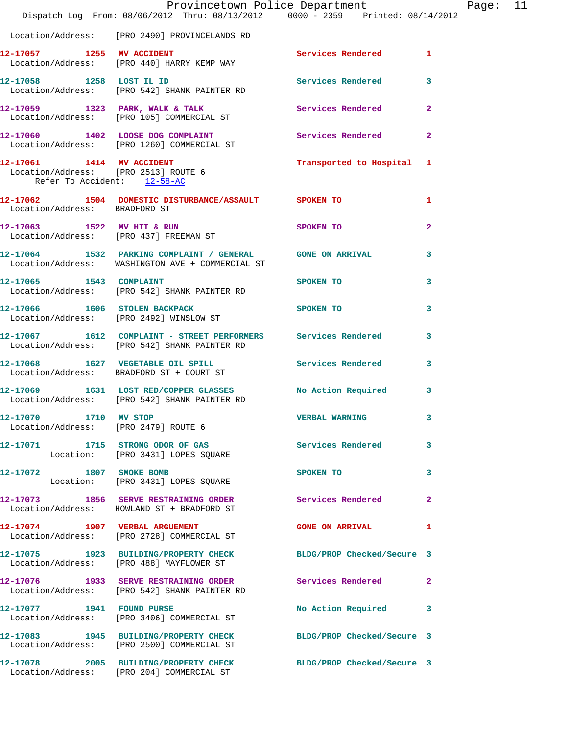Location/Address: [PRO 2490] PROVINCELANDS RD

**12-17057 1255 MV ACCIDENT** Services Rendered 1
Location/Address: [PRO 440] HARRY KEMP WAY

**12-17058 1258 LOST IL ID** Services Rendered 3
Location/Address: [PRO 542] SHANK PAINTER RD

**12-17059 1323 PARK, WALK & TALK** Services Rendered 2
Location/Address: [PRO 105] COMMERCIAL ST

**12-17060 1402 LOOSE DOG COMPLAINT** Services Rendered 2
Location/Address: [PRO 1260] COMMERCIAL ST

**12-17061 1414 MV ACCIDENT** Transported to Hospital 1
Location/Address: [PRO 2513] ROUTE 6
Refer To Accident: 12-58-AC

**12-17062 1504 DOMESTIC DISTURBANCE/ASSAULT** SPOKEN TO 1
Location/Address: BRADFORD ST

**12-17063 1522 MV HIT & RUN** SPOKEN TO 2
Location/Address: [PRO 437] FREEMAN ST

**12-17064 1532 PARKING COMPLAINT / GENERAL** GONE ON ARRIVAL 3
Location/Address: WASHINGTON AVE + COMMERCIAL ST

**12-17065 1543 COMPLAINT** SPOKEN TO 3
Location/Address: [PRO 542] SHANK PAINTER RD

**12-17066 1606 STOLEN BACKPACK** SPOKEN TO 3
Location/Address: [PRO 2492] WINSLOW ST

**12-17067 1612 COMPLAINT - STREET PERFORMERS** Services Rendered 3
Location/Address: [PRO 542] SHANK PAINTER RD

**12-17068 1627 VEGETABLE OIL SPILL** Services Rendered 3
Location/Address: BRADFORD ST + COURT ST

**12-17069 1631 LOST RED/COPPER GLASSES** No Action Required 3
Location/Address: [PRO 542] SHANK PAINTER RD

**12-17070 1710 MV STOP** VERBAL WARNING 3
Location/Address: [PRO 2479] ROUTE 6

**12-17071 1715 STRONG ODOR OF GAS** Services Rendered 3
Location: [PRO 3431] LOPES SQUARE

**12-17072 1807 SMOKE BOMB** SPOKEN TO 3
Location: [PRO 3431] LOPES SQUARE

**12-17073 1856 SERVE RESTRAINING ORDER** Services Rendered 2
Location/Address: HOWLAND ST + BRADFORD ST

**12-17074 1907 VERBAL ARGUEMENT** GONE ON ARRIVAL 1
Location/Address: [PRO 2728] COMMERCIAL ST

**12-17075 1923 BUILDING/PROPERTY CHECK** BLDG/PROP Checked/Secure 3
Location/Address: [PRO 488] MAYFLOWER ST

**12-17076 1933 SERVE RESTRAINING ORDER** Services Rendered 2
Location/Address: [PRO 542] SHANK PAINTER RD

**12-17077 1941 FOUND PURSE** No Action Required 3
Location/Address: [PRO 3406] COMMERCIAL ST

**12-17083 1945 BUILDING/PROPERTY CHECK** BLDG/PROP Checked/Secure 3
Location/Address: [PRO 2500] COMMERCIAL ST

**12-17078 2005 BUILDING/PROPERTY CHECK** BLDG/PROP Checked/Secure 3
Location/Address: [PRO 204] COMMERCIAL ST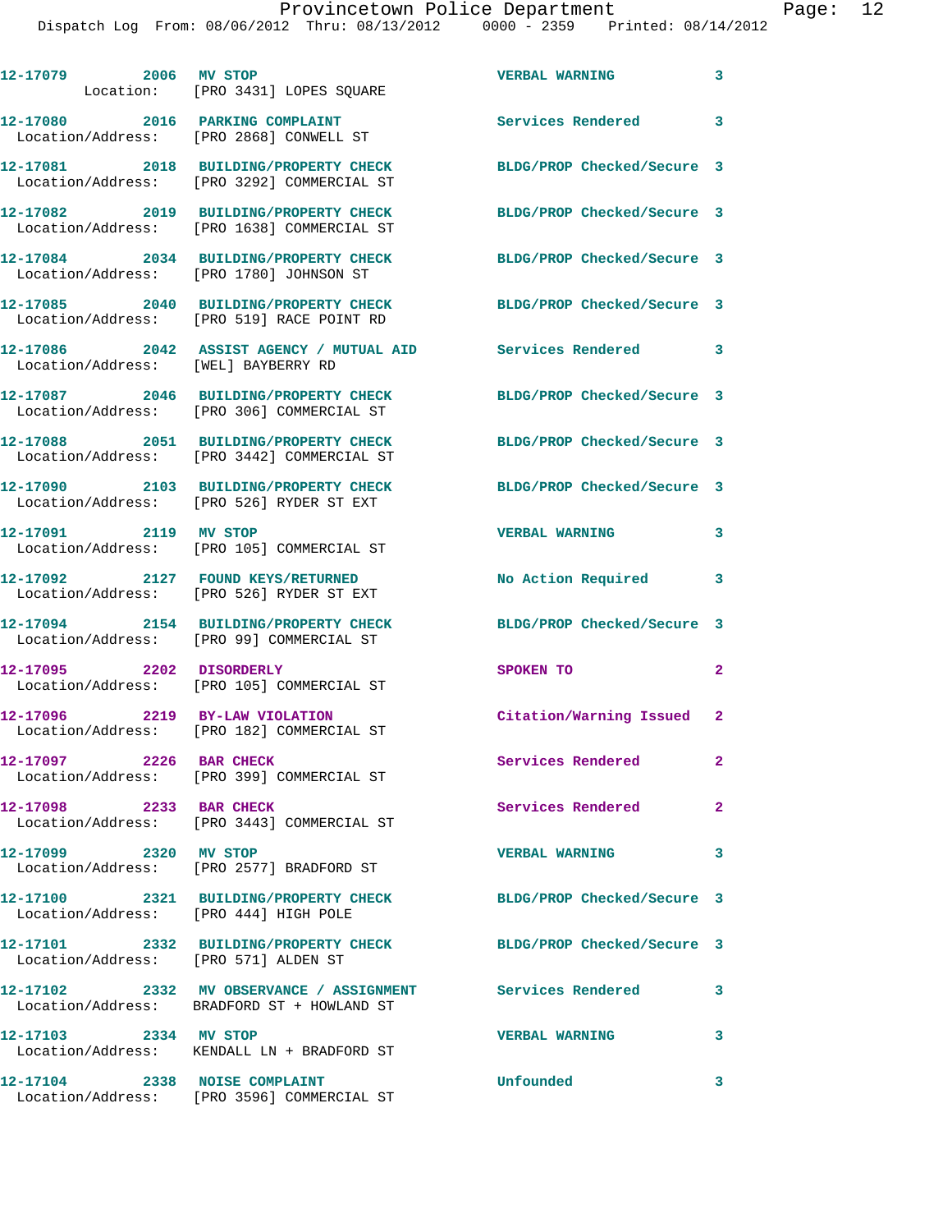| Call # | Time | Call Type | Disposition | Priority |
|---|---|---|---|---|
| 12-17079 | 2006 | MV STOP | VERBAL WARNING | 3 |
| Location: [PRO 3431] LOPES SQUARE | | | | |
| 12-17080 | 2016 | PARKING COMPLAINT | Services Rendered | 3 |
| Location/Address: [PRO 2868] CONWELL ST | | | | |
| 12-17081 | 2018 | BUILDING/PROPERTY CHECK | BLDG/PROP Checked/Secure | 3 |
| Location/Address: [PRO 3292] COMMERCIAL ST | | | | |
| 12-17082 | 2019 | BUILDING/PROPERTY CHECK | BLDG/PROP Checked/Secure | 3 |
| Location/Address: [PRO 1638] COMMERCIAL ST | | | | |
| 12-17084 | 2034 | BUILDING/PROPERTY CHECK | BLDG/PROP Checked/Secure | 3 |
| Location/Address: [PRO 1780] JOHNSON ST | | | | |
| 12-17085 | 2040 | BUILDING/PROPERTY CHECK | BLDG/PROP Checked/Secure | 3 |
| Location/Address: [PRO 519] RACE POINT RD | | | | |
| 12-17086 | 2042 | ASSIST AGENCY / MUTUAL AID | Services Rendered | 3 |
| Location/Address: [WEL] BAYBERRY RD | | | | |
| 12-17087 | 2046 | BUILDING/PROPERTY CHECK | BLDG/PROP Checked/Secure | 3 |
| Location/Address: [PRO 306] COMMERCIAL ST | | | | |
| 12-17088 | 2051 | BUILDING/PROPERTY CHECK | BLDG/PROP Checked/Secure | 3 |
| Location/Address: [PRO 3442] COMMERCIAL ST | | | | |
| 12-17090 | 2103 | BUILDING/PROPERTY CHECK | BLDG/PROP Checked/Secure | 3 |
| Location/Address: [PRO 526] RYDER ST EXT | | | | |
| 12-17091 | 2119 | MV STOP | VERBAL WARNING | 3 |
| Location/Address: [PRO 105] COMMERCIAL ST | | | | |
| 12-17092 | 2127 | FOUND KEYS/RETURNED | No Action Required | 3 |
| Location/Address: [PRO 526] RYDER ST EXT | | | | |
| 12-17094 | 2154 | BUILDING/PROPERTY CHECK | BLDG/PROP Checked/Secure | 3 |
| Location/Address: [PRO 99] COMMERCIAL ST | | | | |
| 12-17095 | 2202 | DISORDERLY | SPOKEN TO | 2 |
| Location/Address: [PRO 105] COMMERCIAL ST | | | | |
| 12-17096 | 2219 | BY-LAW VIOLATION | Citation/Warning Issued | 2 |
| Location/Address: [PRO 182] COMMERCIAL ST | | | | |
| 12-17097 | 2226 | BAR CHECK | Services Rendered | 2 |
| Location/Address: [PRO 399] COMMERCIAL ST | | | | |
| 12-17098 | 2233 | BAR CHECK | Services Rendered | 2 |
| Location/Address: [PRO 3443] COMMERCIAL ST | | | | |
| 12-17099 | 2320 | MV STOP | VERBAL WARNING | 3 |
| Location/Address: [PRO 2577] BRADFORD ST | | | | |
| 12-17100 | 2321 | BUILDING/PROPERTY CHECK | BLDG/PROP Checked/Secure | 3 |
| Location/Address: [PRO 444] HIGH POLE | | | | |
| 12-17101 | 2332 | BUILDING/PROPERTY CHECK | BLDG/PROP Checked/Secure | 3 |
| Location/Address: [PRO 571] ALDEN ST | | | | |
| 12-17102 | 2332 | MV OBSERVANCE / ASSIGNMENT | Services Rendered | 3 |
| Location/Address: BRADFORD ST + HOWLAND ST | | | | |
| 12-17103 | 2334 | MV STOP | VERBAL WARNING | 3 |
| Location/Address: KENDALL LN + BRADFORD ST | | | | |
| 12-17104 | 2338 | NOISE COMPLAINT | Unfounded | 3 |
| Location/Address: [PRO 3596] COMMERCIAL ST | | | | |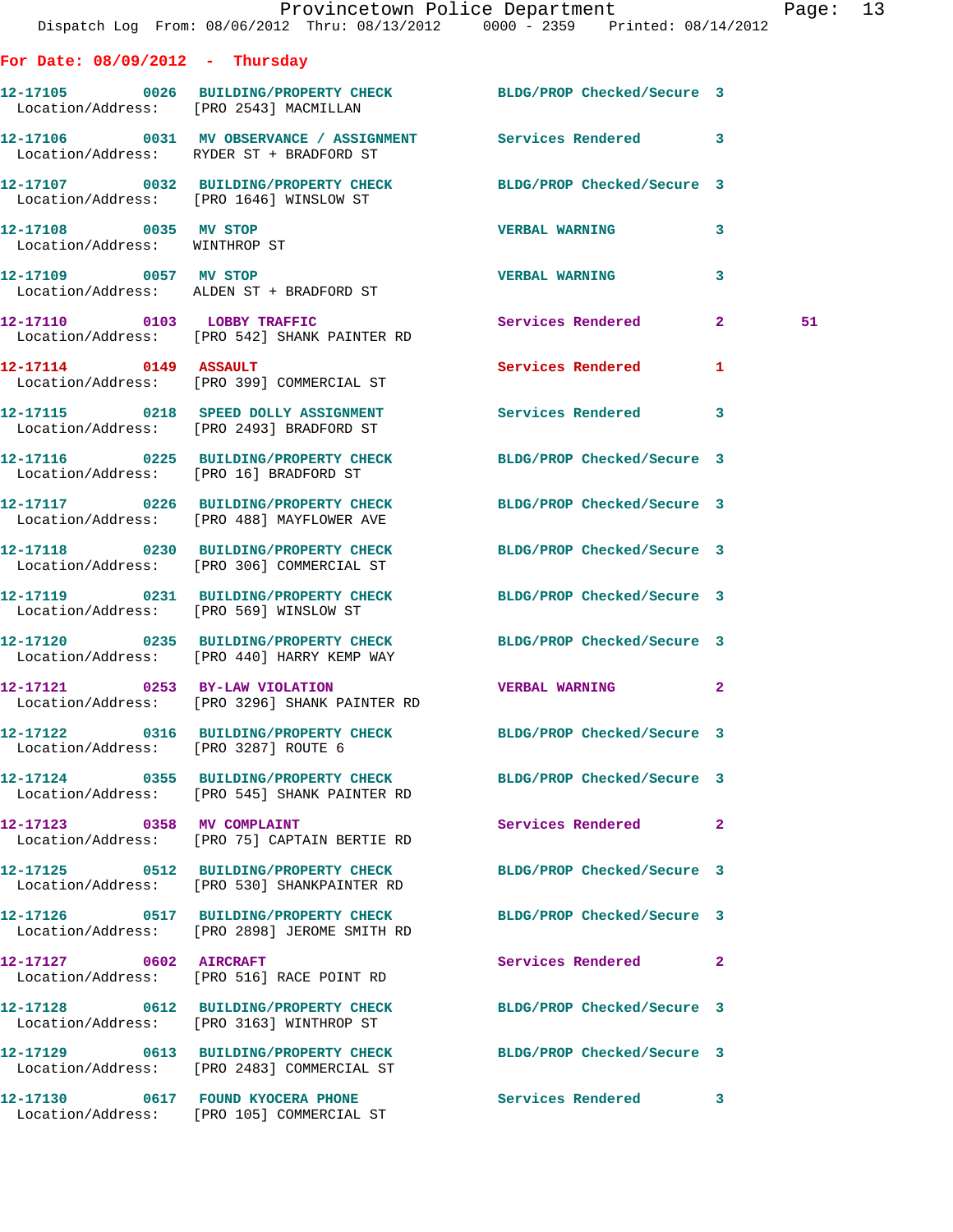**For Date: 08/09/2012 - Thursday**

```
12-17105    0026  BUILDING/PROPERTY CHECK          BLDG/PROP Checked/Secure 3
 Location/Address:   [PRO 2543] MACMILLAN

12-17106    0031  MV OBSERVANCE / ASSIGNMENT       Services Rendered        3
 Location/Address:   RYDER ST + BRADFORD ST

12-17107    0032  BUILDING/PROPERTY CHECK          BLDG/PROP Checked/Secure 3
 Location/Address:   [PRO 1646] WINSLOW ST

12-17108    0035  MV STOP                          VERBAL WARNING           3
 Location/Address:   WINTHROP ST

12-17109    0057  MV STOP                          VERBAL WARNING           3
 Location/Address:   ALDEN ST + BRADFORD ST

12-17110    0103  LOBBY TRAFFIC                    Services Rendered        2        51
 Location/Address:   [PRO 542] SHANK PAINTER RD

12-17114    0149  ASSAULT                          Services Rendered        1
 Location/Address:   [PRO 399] COMMERCIAL ST

12-17115    0218  SPEED DOLLY ASSIGNMENT           Services Rendered        3
 Location/Address:   [PRO 2493] BRADFORD ST

12-17116    0225  BUILDING/PROPERTY CHECK          BLDG/PROP Checked/Secure 3
 Location/Address:   [PRO 16] BRADFORD ST

12-17117    0226  BUILDING/PROPERTY CHECK          BLDG/PROP Checked/Secure 3
 Location/Address:   [PRO 488] MAYFLOWER AVE

12-17118    0230  BUILDING/PROPERTY CHECK          BLDG/PROP Checked/Secure 3
 Location/Address:   [PRO 306] COMMERCIAL ST

12-17119    0231  BUILDING/PROPERTY CHECK          BLDG/PROP Checked/Secure 3
 Location/Address:   [PRO 569] WINSLOW ST

12-17120    0235  BUILDING/PROPERTY CHECK          BLDG/PROP Checked/Secure 3
 Location/Address:   [PRO 440] HARRY KEMP WAY

12-17121    0253  BY-LAW VIOLATION                 VERBAL WARNING           2
 Location/Address:   [PRO 3296] SHANK PAINTER RD

12-17122    0316  BUILDING/PROPERTY CHECK          BLDG/PROP Checked/Secure 3
 Location/Address:   [PRO 3287] ROUTE 6

12-17124    0355  BUILDING/PROPERTY CHECK          BLDG/PROP Checked/Secure 3
 Location/Address:   [PRO 545] SHANK PAINTER RD

12-17123    0358  MV COMPLAINT                     Services Rendered        2
 Location/Address:   [PRO 75] CAPTAIN BERTIE RD

12-17125    0512  BUILDING/PROPERTY CHECK          BLDG/PROP Checked/Secure 3
 Location/Address:   [PRO 530] SHANKPAINTER RD

12-17126    0517  BUILDING/PROPERTY CHECK          BLDG/PROP Checked/Secure 3
 Location/Address:   [PRO 2898] JEROME SMITH RD

12-17127    0602  AIRCRAFT                         Services Rendered        2
 Location/Address:   [PRO 516] RACE POINT RD

12-17128    0612  BUILDING/PROPERTY CHECK          BLDG/PROP Checked/Secure 3
 Location/Address:   [PRO 3163] WINTHROP ST

12-17129    0613  BUILDING/PROPERTY CHECK          BLDG/PROP Checked/Secure 3
 Location/Address:   [PRO 2483] COMMERCIAL ST

12-17130    0617  FOUND KYOCERA PHONE              Services Rendered        3
 Location/Address:   [PRO 105] COMMERCIAL ST
```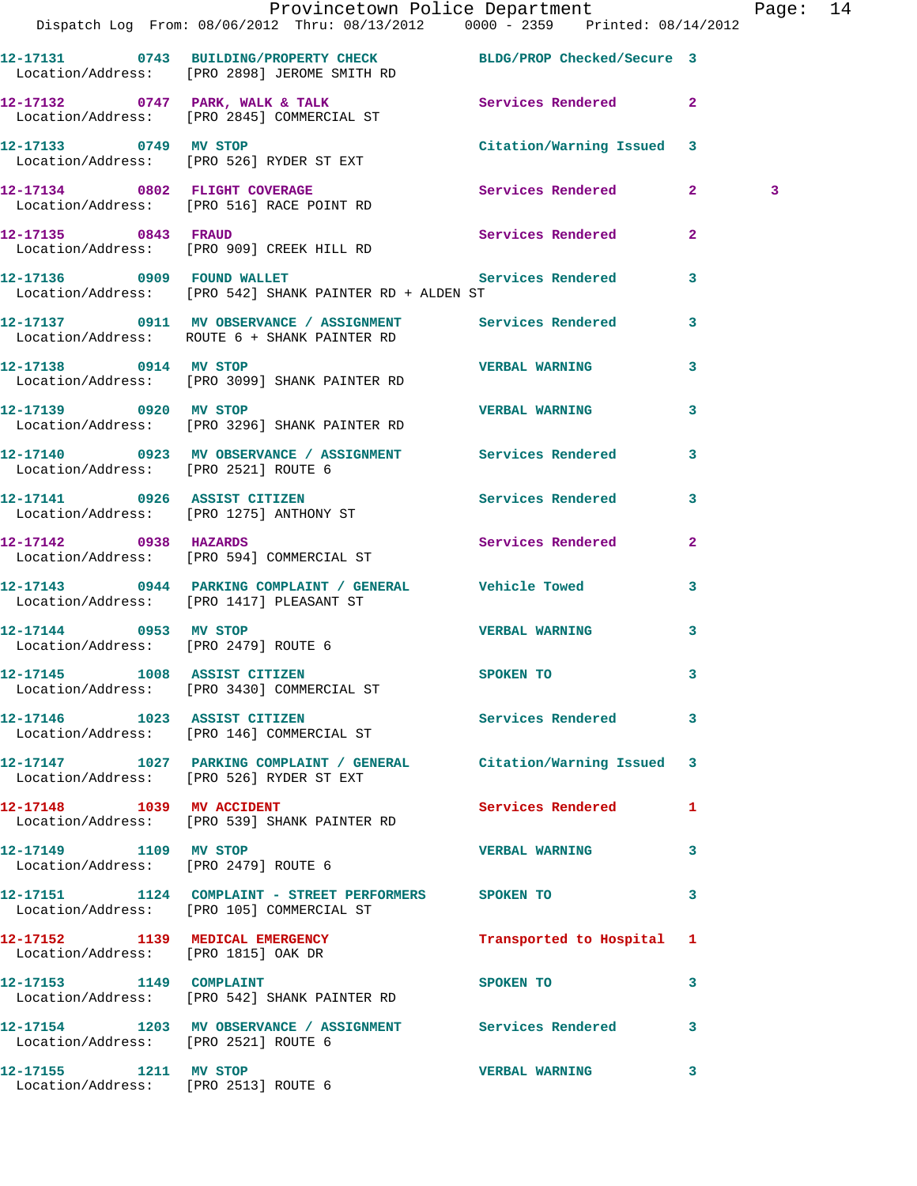12-17131 0743 BUILDING/PROPERTY CHECK BLDG/PROP Checked/Secure 3
Location/Address: [PRO 2898] JEROME SMITH RD

12-17132 0747 PARK, WALK & TALK Services Rendered 2
Location/Address: [PRO 2845] COMMERCIAL ST

12-17133 0749 MV STOP Citation/Warning Issued 3
Location/Address: [PRO 526] RYDER ST EXT

12-17134 0802 FLIGHT COVERAGE Services Rendered 2 3
Location/Address: [PRO 516] RACE POINT RD

12-17135 0843 FRAUD Services Rendered 2
Location/Address: [PRO 909] CREEK HILL RD

12-17136 0909 FOUND WALLET Services Rendered 3
Location/Address: [PRO 542] SHANK PAINTER RD + ALDEN ST

12-17137 0911 MV OBSERVANCE / ASSIGNMENT Services Rendered 3
Location/Address: ROUTE 6 + SHANK PAINTER RD

12-17138 0914 MV STOP VERBAL WARNING 3
Location/Address: [PRO 3099] SHANK PAINTER RD

12-17139 0920 MV STOP VERBAL WARNING 3
Location/Address: [PRO 3296] SHANK PAINTER RD

12-17140 0923 MV OBSERVANCE / ASSIGNMENT Services Rendered 3
Location/Address: [PRO 2521] ROUTE 6

12-17141 0926 ASSIST CITIZEN Services Rendered 3
Location/Address: [PRO 1275] ANTHONY ST

12-17142 0938 HAZARDS Services Rendered 2
Location/Address: [PRO 594] COMMERCIAL ST

12-17143 0944 PARKING COMPLAINT / GENERAL Vehicle Towed 3
Location/Address: [PRO 1417] PLEASANT ST

12-17144 0953 MV STOP VERBAL WARNING 3
Location/Address: [PRO 2479] ROUTE 6

12-17145 1008 ASSIST CITIZEN SPOKEN TO 3
Location/Address: [PRO 3430] COMMERCIAL ST

12-17146 1023 ASSIST CITIZEN Services Rendered 3
Location/Address: [PRO 146] COMMERCIAL ST

12-17147 1027 PARKING COMPLAINT / GENERAL Citation/Warning Issued 3
Location/Address: [PRO 526] RYDER ST EXT

12-17148 1039 MV ACCIDENT Services Rendered 1
Location/Address: [PRO 539] SHANK PAINTER RD

12-17149 1109 MV STOP VERBAL WARNING 3
Location/Address: [PRO 2479] ROUTE 6

12-17151 1124 COMPLAINT - STREET PERFORMERS SPOKEN TO 3
Location/Address: [PRO 105] COMMERCIAL ST

12-17152 1139 MEDICAL EMERGENCY Transported to Hospital 1
Location/Address: [PRO 1815] OAK DR

12-17153 1149 COMPLAINT SPOKEN TO 3
Location/Address: [PRO 542] SHANK PAINTER RD

12-17154 1203 MV OBSERVANCE / ASSIGNMENT Services Rendered 3
Location/Address: [PRO 2521] ROUTE 6

12-17155 1211 MV STOP VERBAL WARNING 3
Location/Address: [PRO 2513] ROUTE 6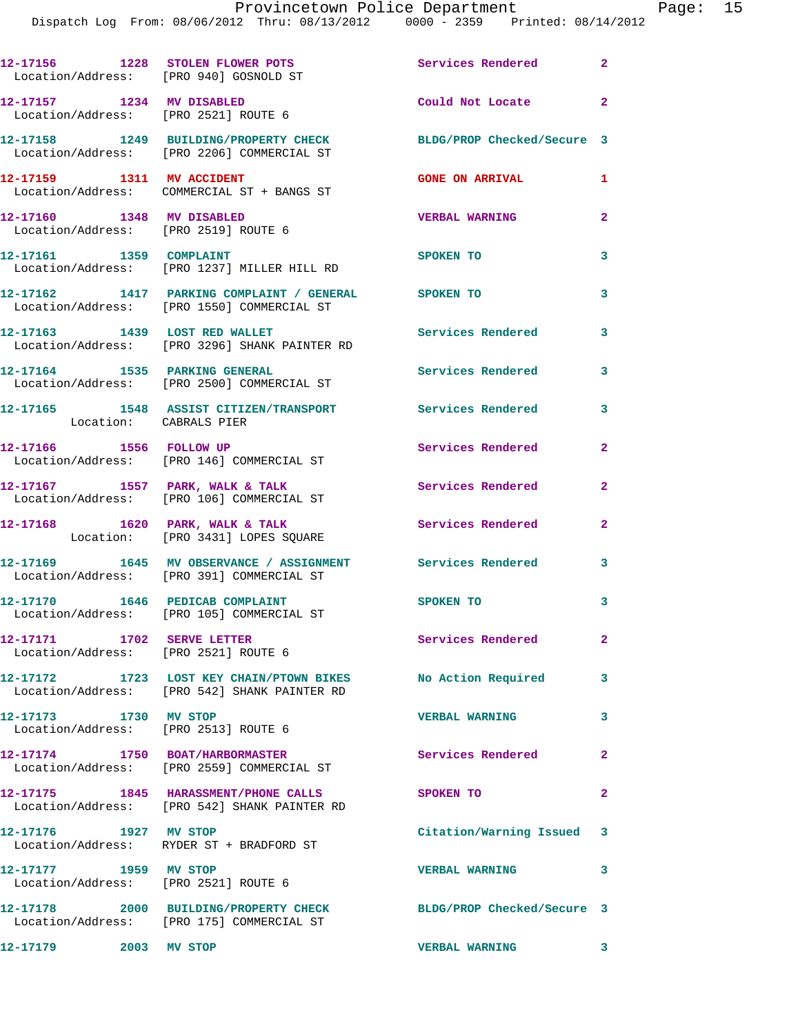12-17156 1228 STOLEN FLOWER POTS Services Rendered 2
Location/Address: [PRO 940] GOSNOLD ST

12-17157 1234 MV DISABLED Could Not Locate 2
Location/Address: [PRO 2521] ROUTE 6

12-17158 1249 BUILDING/PROPERTY CHECK BLDG/PROP Checked/Secure 3
Location/Address: [PRO 2206] COMMERCIAL ST

12-17159 1311 MV ACCIDENT GONE ON ARRIVAL 1
Location/Address: COMMERCIAL ST + BANGS ST

12-17160 1348 MV DISABLED VERBAL WARNING 2
Location/Address: [PRO 2519] ROUTE 6

12-17161 1359 COMPLAINT SPOKEN TO 3
Location/Address: [PRO 1237] MILLER HILL RD

12-17162 1417 PARKING COMPLAINT / GENERAL SPOKEN TO 3
Location/Address: [PRO 1550] COMMERCIAL ST

12-17163 1439 LOST RED WALLET Services Rendered 3
Location/Address: [PRO 3296] SHANK PAINTER RD

12-17164 1535 PARKING GENERAL Services Rendered 3
Location/Address: [PRO 2500] COMMERCIAL ST

12-17165 1548 ASSIST CITIZEN/TRANSPORT Services Rendered 3
Location: CABRALS PIER

12-17166 1556 FOLLOW UP Services Rendered 2
Location/Address: [PRO 146] COMMERCIAL ST

12-17167 1557 PARK, WALK & TALK Services Rendered 2
Location/Address: [PRO 106] COMMERCIAL ST

12-17168 1620 PARK, WALK & TALK Services Rendered 2
Location: [PRO 3431] LOPES SQUARE

12-17169 1645 MV OBSERVANCE / ASSIGNMENT Services Rendered 3
Location/Address: [PRO 391] COMMERCIAL ST

12-17170 1646 PEDICAB COMPLAINT SPOKEN TO 3
Location/Address: [PRO 105] COMMERCIAL ST

12-17171 1702 SERVE LETTER Services Rendered 2
Location/Address: [PRO 2521] ROUTE 6

12-17172 1723 LOST KEY CHAIN/PTOWN BIKES No Action Required 3
Location/Address: [PRO 542] SHANK PAINTER RD

12-17173 1730 MV STOP VERBAL WARNING 3
Location/Address: [PRO 2513] ROUTE 6

12-17174 1750 BOAT/HARBORMASTER Services Rendered 2
Location/Address: [PRO 2559] COMMERCIAL ST

12-17175 1845 HARASSMENT/PHONE CALLS SPOKEN TO 2
Location/Address: [PRO 542] SHANK PAINTER RD

12-17176 1927 MV STOP Citation/Warning Issued 3
Location/Address: RYDER ST + BRADFORD ST

12-17177 1959 MV STOP VERBAL WARNING 3
Location/Address: [PRO 2521] ROUTE 6

12-17178 2000 BUILDING/PROPERTY CHECK BLDG/PROP Checked/Secure 3
Location/Address: [PRO 175] COMMERCIAL ST

12-17179 2003 MV STOP VERBAL WARNING 3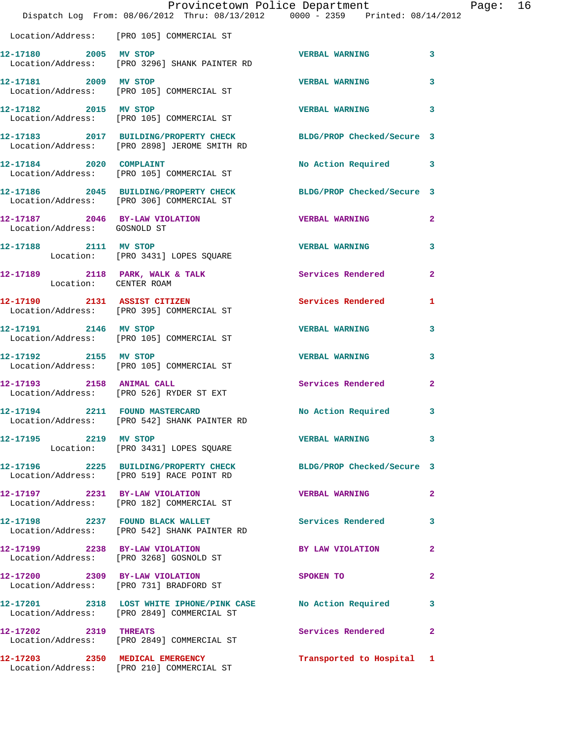Location/Address: [PRO 105] COMMERCIAL ST

12-17180 2005 MV STOP VERBAL WARNING 3
Location/Address: [PRO 3296] SHANK PAINTER RD

12-17181 2009 MV STOP VERBAL WARNING 3
Location/Address: [PRO 105] COMMERCIAL ST

12-17182 2015 MV STOP VERBAL WARNING 3
Location/Address: [PRO 105] COMMERCIAL ST

12-17183 2017 BUILDING/PROPERTY CHECK BLDG/PROP Checked/Secure 3
Location/Address: [PRO 2898] JEROME SMITH RD

12-17184 2020 COMPLAINT No Action Required 3
Location/Address: [PRO 105] COMMERCIAL ST

12-17186 2045 BUILDING/PROPERTY CHECK BLDG/PROP Checked/Secure 3
Location/Address: [PRO 306] COMMERCIAL ST

12-17187 2046 BY-LAW VIOLATION VERBAL WARNING 2
Location/Address: GOSNOLD ST

12-17188 2111 MV STOP VERBAL WARNING 3
Location: [PRO 3431] LOPES SQUARE

12-17189 2118 PARK, WALK & TALK Services Rendered 2
Location: CENTER ROAM

12-17190 2131 ASSIST CITIZEN Services Rendered 1
Location/Address: [PRO 395] COMMERCIAL ST

12-17191 2146 MV STOP VERBAL WARNING 3
Location/Address: [PRO 105] COMMERCIAL ST

12-17192 2155 MV STOP VERBAL WARNING 3
Location/Address: [PRO 105] COMMERCIAL ST

12-17193 2158 ANIMAL CALL Services Rendered 2
Location/Address: [PRO 526] RYDER ST EXT

12-17194 2211 FOUND MASTERCARD No Action Required 3
Location/Address: [PRO 542] SHANK PAINTER RD

12-17195 2219 MV STOP VERBAL WARNING 3
Location: [PRO 3431] LOPES SQUARE

12-17196 2225 BUILDING/PROPERTY CHECK BLDG/PROP Checked/Secure 3
Location/Address: [PRO 519] RACE POINT RD

12-17197 2231 BY-LAW VIOLATION VERBAL WARNING 2
Location/Address: [PRO 182] COMMERCIAL ST

12-17198 2237 FOUND BLACK WALLET Services Rendered 3
Location/Address: [PRO 542] SHANK PAINTER RD

12-17199 2238 BY-LAW VIOLATION BY LAW VIOLATION 2
Location/Address: [PRO 3268] GOSNOLD ST

12-17200 2309 BY-LAW VIOLATION SPOKEN TO 2
Location/Address: [PRO 731] BRADFORD ST

12-17201 2318 LOST WHITE IPHONE/PINK CASE No Action Required 3
Location/Address: [PRO 2849] COMMERCIAL ST

12-17202 2319 THREATS Services Rendered 2
Location/Address: [PRO 2849] COMMERCIAL ST

12-17203 2350 MEDICAL EMERGENCY Transported to Hospital 1
Location/Address: [PRO 210] COMMERCIAL ST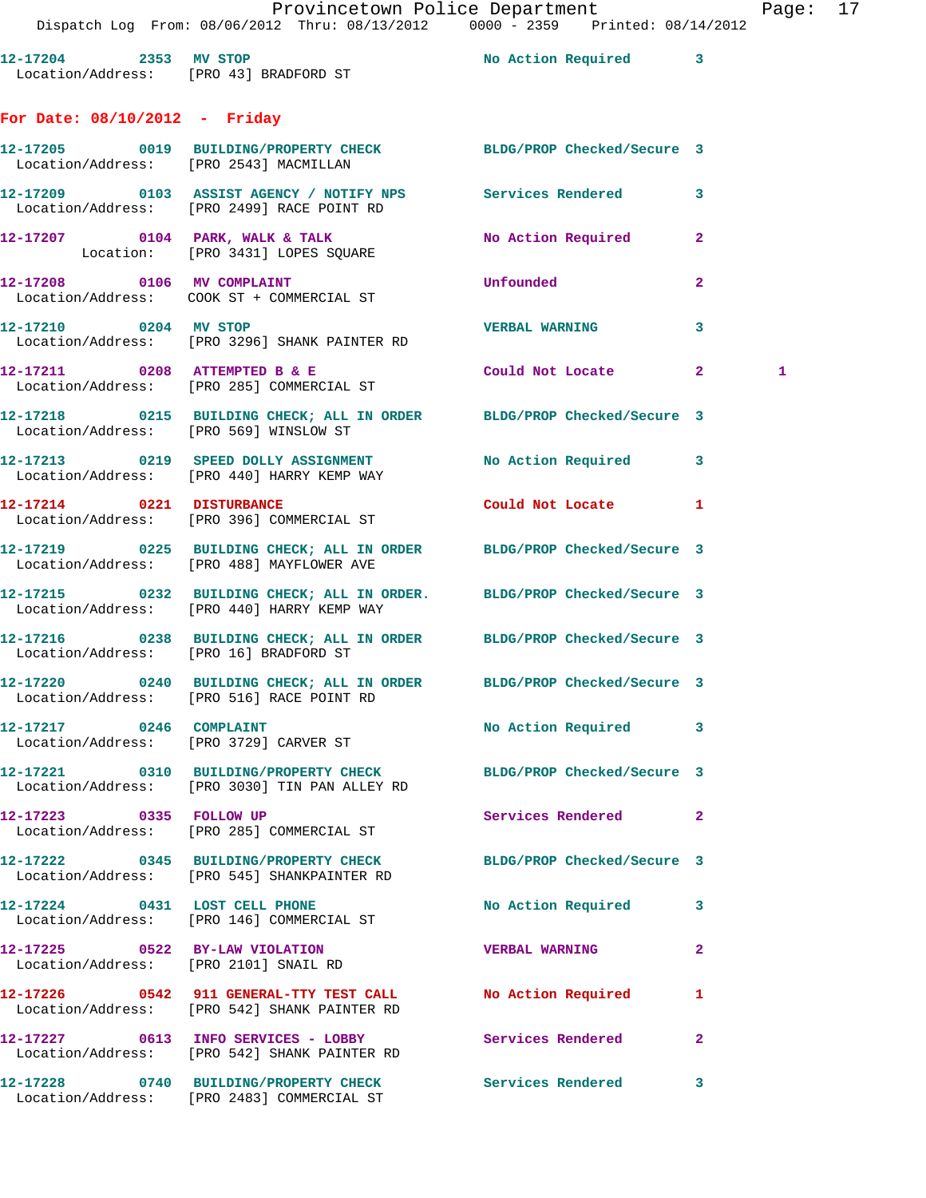12-17204 2353 MV STOP No Action Required 3
Location/Address: [PRO 43] BRADFORD ST

## For Date: 08/10/2012 - Friday

12-17205 0019 BUILDING/PROPERTY CHECK BLDG/PROP Checked/Secure 3
Location/Address: [PRO 2543] MACMILLAN

12-17209 0103 ASSIST AGENCY / NOTIFY NPS Services Rendered 3
Location/Address: [PRO 2499] RACE POINT RD

12-17207 0104 PARK, WALK & TALK No Action Required 2
Location: [PRO 3431] LOPES SQUARE

12-17208 0106 MV COMPLAINT Unfounded 2
Location/Address: COOK ST + COMMERCIAL ST

12-17210 0204 MV STOP VERBAL WARNING 3
Location/Address: [PRO 3296] SHANK PAINTER RD

12-17211 0208 ATTEMPTED B & E Could Not Locate 2 1
Location/Address: [PRO 285] COMMERCIAL ST

12-17218 0215 BUILDING CHECK; ALL IN ORDER BLDG/PROP Checked/Secure 3
Location/Address: [PRO 569] WINSLOW ST

12-17213 0219 SPEED DOLLY ASSIGNMENT No Action Required 3
Location/Address: [PRO 440] HARRY KEMP WAY

12-17214 0221 DISTURBANCE Could Not Locate 1
Location/Address: [PRO 396] COMMERCIAL ST

12-17219 0225 BUILDING CHECK; ALL IN ORDER BLDG/PROP Checked/Secure 3
Location/Address: [PRO 488] MAYFLOWER AVE

12-17215 0232 BUILDING CHECK; ALL IN ORDER. BLDG/PROP Checked/Secure 3
Location/Address: [PRO 440] HARRY KEMP WAY

12-17216 0238 BUILDING CHECK; ALL IN ORDER BLDG/PROP Checked/Secure 3
Location/Address: [PRO 16] BRADFORD ST

12-17220 0240 BUILDING CHECK; ALL IN ORDER BLDG/PROP Checked/Secure 3
Location/Address: [PRO 516] RACE POINT RD

12-17217 0246 COMPLAINT No Action Required 3
Location/Address: [PRO 3729] CARVER ST

12-17221 0310 BUILDING/PROPERTY CHECK BLDG/PROP Checked/Secure 3
Location/Address: [PRO 3030] TIN PAN ALLEY RD

12-17223 0335 FOLLOW UP Services Rendered 2
Location/Address: [PRO 285] COMMERCIAL ST

12-17222 0345 BUILDING/PROPERTY CHECK BLDG/PROP Checked/Secure 3
Location/Address: [PRO 545] SHANKPAINTER RD

12-17224 0431 LOST CELL PHONE No Action Required 3
Location/Address: [PRO 146] COMMERCIAL ST

12-17225 0522 BY-LAW VIOLATION VERBAL WARNING 2
Location/Address: [PRO 2101] SNAIL RD

12-17226 0542 911 GENERAL-TTY TEST CALL No Action Required 1
Location/Address: [PRO 542] SHANK PAINTER RD

12-17227 0613 INFO SERVICES - LOBBY Services Rendered 2
Location/Address: [PRO 542] SHANK PAINTER RD

12-17228 0740 BUILDING/PROPERTY CHECK Services Rendered 3
Location/Address: [PRO 2483] COMMERCIAL ST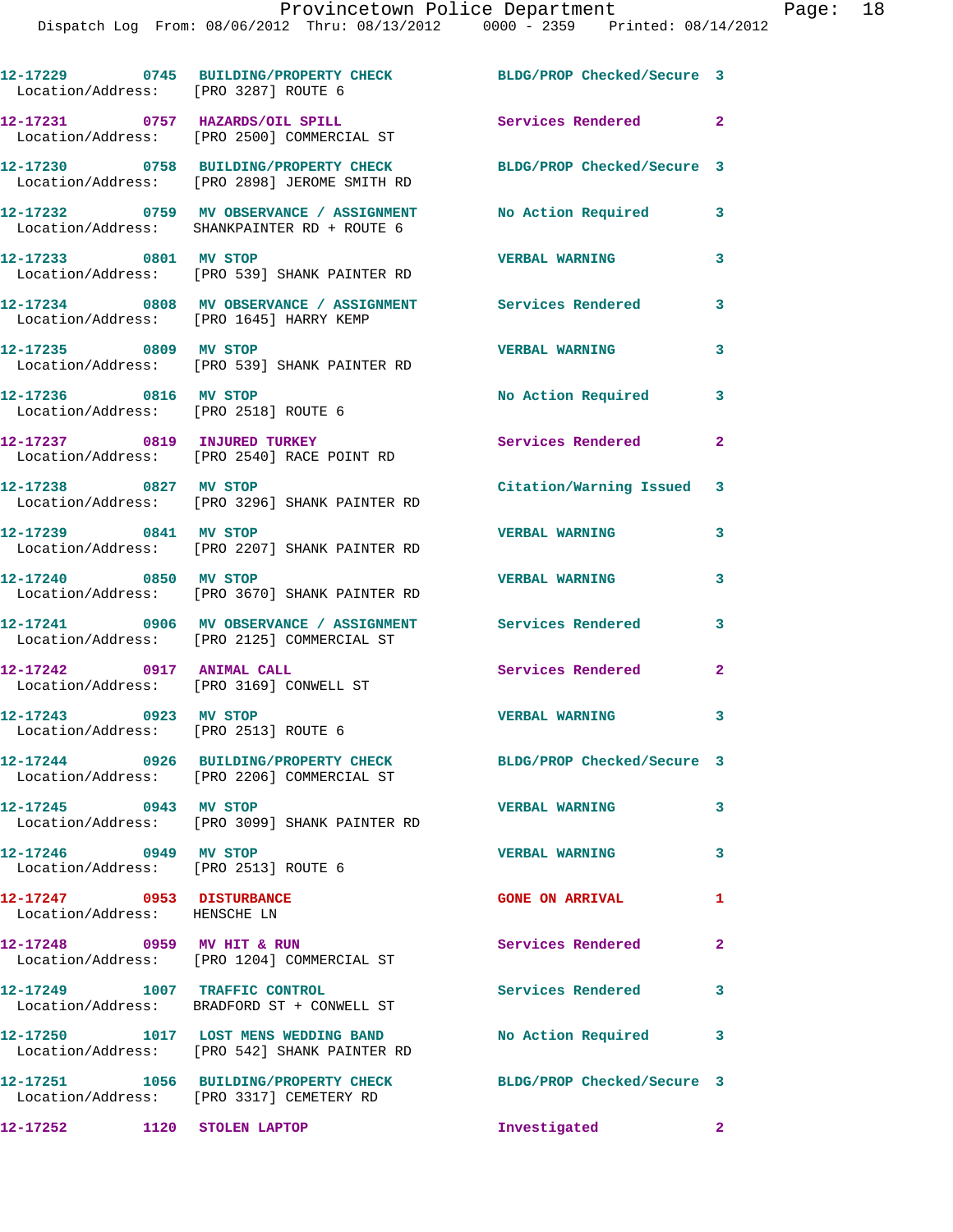12-17229 0745 BUILDING/PROPERTY CHECK BLDG/PROP Checked/Secure 3
Location/Address: [PRO 3287] ROUTE 6

12-17231 0757 HAZARDS/OIL SPILL Services Rendered 2
Location/Address: [PRO 2500] COMMERCIAL ST

12-17230 0758 BUILDING/PROPERTY CHECK BLDG/PROP Checked/Secure 3
Location/Address: [PRO 2898] JEROME SMITH RD

12-17232 0759 MV OBSERVANCE / ASSIGNMENT No Action Required 3
Location/Address: SHANKPAINTER RD + ROUTE 6

12-17233 0801 MV STOP VERBAL WARNING 3
Location/Address: [PRO 539] SHANK PAINTER RD

12-17234 0808 MV OBSERVANCE / ASSIGNMENT Services Rendered 3
Location/Address: [PRO 1645] HARRY KEMP

12-17235 0809 MV STOP VERBAL WARNING 3
Location/Address: [PRO 539] SHANK PAINTER RD

12-17236 0816 MV STOP No Action Required 3
Location/Address: [PRO 2518] ROUTE 6

12-17237 0819 INJURED TURKEY Services Rendered 2
Location/Address: [PRO 2540] RACE POINT RD

12-17238 0827 MV STOP Citation/Warning Issued 3
Location/Address: [PRO 3296] SHANK PAINTER RD

12-17239 0841 MV STOP VERBAL WARNING 3
Location/Address: [PRO 2207] SHANK PAINTER RD

12-17240 0850 MV STOP VERBAL WARNING 3
Location/Address: [PRO 3670] SHANK PAINTER RD

12-17241 0906 MV OBSERVANCE / ASSIGNMENT Services Rendered 3
Location/Address: [PRO 2125] COMMERCIAL ST

12-17242 0917 ANIMAL CALL Services Rendered 2
Location/Address: [PRO 3169] CONWELL ST

12-17243 0923 MV STOP VERBAL WARNING 3
Location/Address: [PRO 2513] ROUTE 6

12-17244 0926 BUILDING/PROPERTY CHECK BLDG/PROP Checked/Secure 3
Location/Address: [PRO 2206] COMMERCIAL ST

12-17245 0943 MV STOP VERBAL WARNING 3
Location/Address: [PRO 3099] SHANK PAINTER RD

12-17246 0949 MV STOP VERBAL WARNING 3
Location/Address: [PRO 2513] ROUTE 6

12-17247 0953 DISTURBANCE GONE ON ARRIVAL 1
Location/Address: HENSCHE LN

12-17248 0959 MV HIT & RUN Services Rendered 2
Location/Address: [PRO 1204] COMMERCIAL ST

12-17249 1007 TRAFFIC CONTROL Services Rendered 3
Location/Address: BRADFORD ST + CONWELL ST

12-17250 1017 LOST MENS WEDDING BAND No Action Required 3
Location/Address: [PRO 542] SHANK PAINTER RD

12-17251 1056 BUILDING/PROPERTY CHECK BLDG/PROP Checked/Secure 3
Location/Address: [PRO 3317] CEMETERY RD

12-17252 1120 STOLEN LAPTOP Investigated 2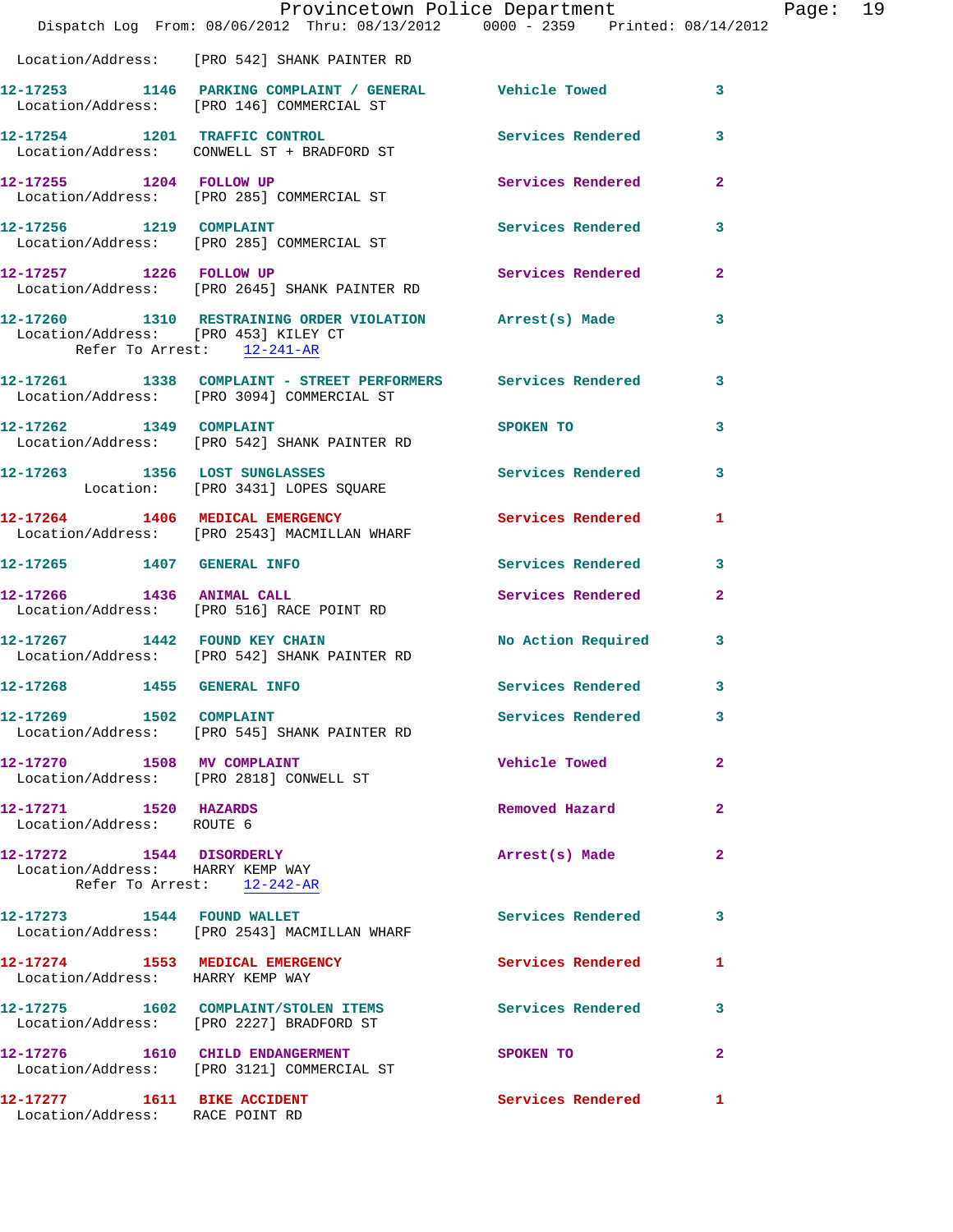Location/Address: [PRO 542] SHANK PAINTER RD

12-17253 1146 PARKING COMPLAINT / GENERAL Vehicle Towed 3
Location/Address: [PRO 146] COMMERCIAL ST

12-17254 1201 TRAFFIC CONTROL Services Rendered 3
Location/Address: CONWELL ST + BRADFORD ST

12-17255 1204 FOLLOW UP Services Rendered 2
Location/Address: [PRO 285] COMMERCIAL ST

12-17256 1219 COMPLAINT Services Rendered 3
Location/Address: [PRO 285] COMMERCIAL ST

12-17257 1226 FOLLOW UP Services Rendered 2
Location/Address: [PRO 2645] SHANK PAINTER RD

12-17260 1310 RESTRAINING ORDER VIOLATION Arrest(s) Made 3
Location/Address: [PRO 453] KILEY CT
Refer To Arrest: 12-241-AR

12-17261 1338 COMPLAINT - STREET PERFORMERS Services Rendered 3
Location/Address: [PRO 3094] COMMERCIAL ST

12-17262 1349 COMPLAINT SPOKEN TO 3
Location/Address: [PRO 542] SHANK PAINTER RD

12-17263 1356 LOST SUNGLASSES Services Rendered 3
Location: [PRO 3431] LOPES SQUARE

12-17264 1406 MEDICAL EMERGENCY Services Rendered 1
Location/Address: [PRO 2543] MACMILLAN WHARF

12-17265 1407 GENERAL INFO Services Rendered 3

12-17266 1436 ANIMAL CALL Services Rendered 2
Location/Address: [PRO 516] RACE POINT RD

12-17267 1442 FOUND KEY CHAIN No Action Required 3
Location/Address: [PRO 542] SHANK PAINTER RD

12-17268 1455 GENERAL INFO Services Rendered 3

12-17269 1502 COMPLAINT Services Rendered 3
Location/Address: [PRO 545] SHANK PAINTER RD

12-17270 1508 MV COMPLAINT Vehicle Towed 2
Location/Address: [PRO 2818] CONWELL ST

12-17271 1520 HAZARDS Removed Hazard 2
Location/Address: ROUTE 6

12-17272 1544 DISORDERLY Arrest(s) Made 2
Location/Address: HARRY KEMP WAY
Refer To Arrest: 12-242-AR

12-17273 1544 FOUND WALLET Services Rendered 3
Location/Address: [PRO 2543] MACMILLAN WHARF

12-17274 1553 MEDICAL EMERGENCY Services Rendered 1
Location/Address: HARRY KEMP WAY

12-17275 1602 COMPLAINT/STOLEN ITEMS Services Rendered 3
Location/Address: [PRO 2227] BRADFORD ST

12-17276 1610 CHILD ENDANGERMENT SPOKEN TO 2
Location/Address: [PRO 3121] COMMERCIAL ST

12-17277 1611 BIKE ACCIDENT Services Rendered 1
Location/Address: RACE POINT RD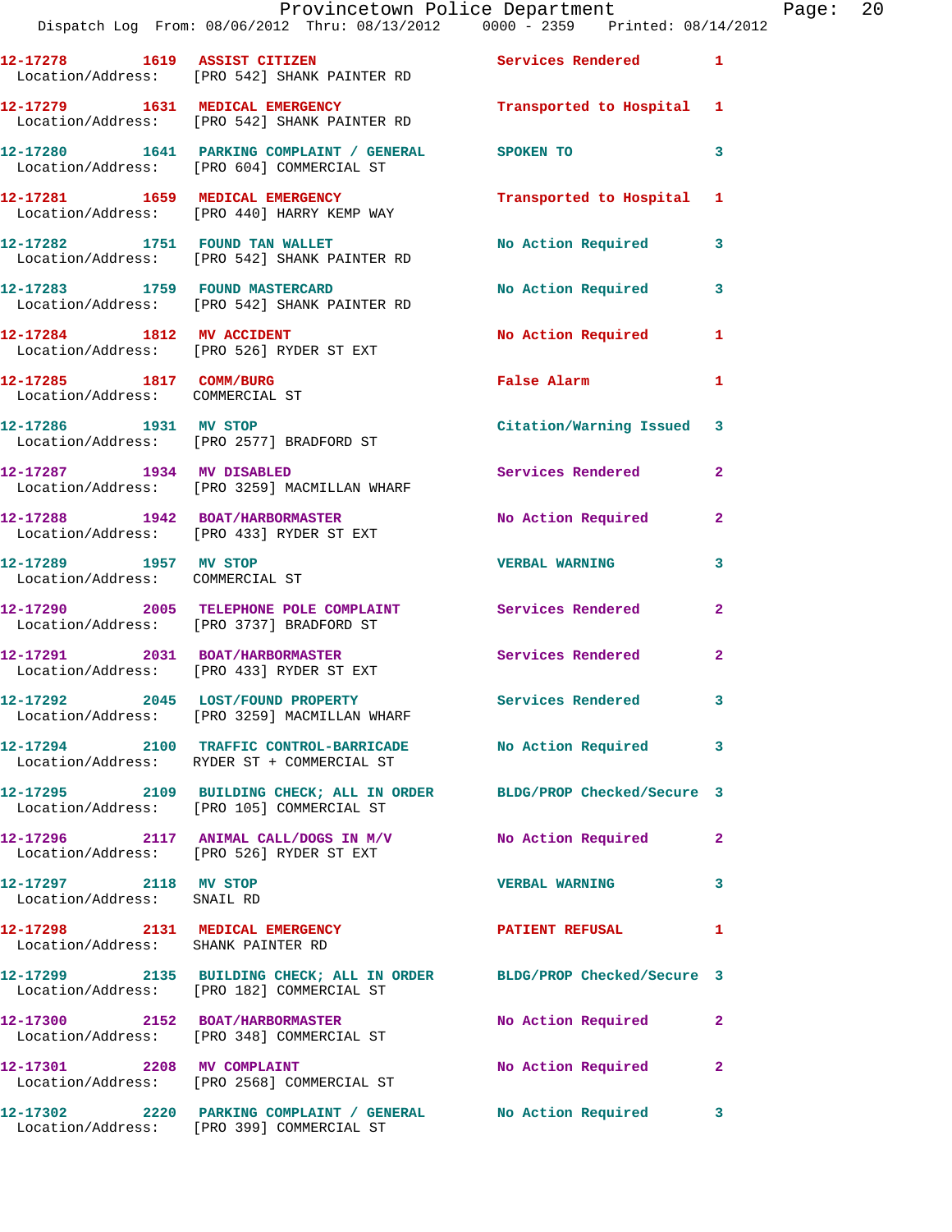12-17278 1619 ASSIST CITIZEN Services Rendered 1
Location/Address: [PRO 542] SHANK PAINTER RD

12-17279 1631 MEDICAL EMERGENCY Transported to Hospital 1
Location/Address: [PRO 542] SHANK PAINTER RD

12-17280 1641 PARKING COMPLAINT / GENERAL SPOKEN TO 3
Location/Address: [PRO 604] COMMERCIAL ST

12-17281 1659 MEDICAL EMERGENCY Transported to Hospital 1
Location/Address: [PRO 440] HARRY KEMP WAY

12-17282 1751 FOUND TAN WALLET No Action Required 3
Location/Address: [PRO 542] SHANK PAINTER RD

12-17283 1759 FOUND MASTERCARD No Action Required 3
Location/Address: [PRO 542] SHANK PAINTER RD

12-17284 1812 MV ACCIDENT No Action Required 1
Location/Address: [PRO 526] RYDER ST EXT

12-17285 1817 COMM/BURG False Alarm 1
Location/Address: COMMERCIAL ST

12-17286 1931 MV STOP Citation/Warning Issued 3
Location/Address: [PRO 2577] BRADFORD ST

12-17287 1934 MV DISABLED Services Rendered 2
Location/Address: [PRO 3259] MACMILLAN WHARF

12-17288 1942 BOAT/HARBORMASTER No Action Required 2
Location/Address: [PRO 433] RYDER ST EXT

12-17289 1957 MV STOP VERBAL WARNING 3
Location/Address: COMMERCIAL ST

12-17290 2005 TELEPHONE POLE COMPLAINT Services Rendered 2
Location/Address: [PRO 3737] BRADFORD ST

12-17291 2031 BOAT/HARBORMASTER Services Rendered 2
Location/Address: [PRO 433] RYDER ST EXT

12-17292 2045 LOST/FOUND PROPERTY Services Rendered 3
Location/Address: [PRO 3259] MACMILLAN WHARF

12-17294 2100 TRAFFIC CONTROL-BARRICADE No Action Required 3
Location/Address: RYDER ST + COMMERCIAL ST

12-17295 2109 BUILDING CHECK; ALL IN ORDER BLDG/PROP Checked/Secure 3
Location/Address: [PRO 105] COMMERCIAL ST

12-17296 2117 ANIMAL CALL/DOGS IN M/V No Action Required 2
Location/Address: [PRO 526] RYDER ST EXT

12-17297 2118 MV STOP VERBAL WARNING 3
Location/Address: SNAIL RD

12-17298 2131 MEDICAL EMERGENCY PATIENT REFUSAL 1
Location/Address: SHANK PAINTER RD

12-17299 2135 BUILDING CHECK; ALL IN ORDER BLDG/PROP Checked/Secure 3
Location/Address: [PRO 182] COMMERCIAL ST

12-17300 2152 BOAT/HARBORMASTER No Action Required 2
Location/Address: [PRO 348] COMMERCIAL ST

12-17301 2208 MV COMPLAINT No Action Required 2
Location/Address: [PRO 2568] COMMERCIAL ST

12-17302 2220 PARKING COMPLAINT / GENERAL No Action Required 3
Location/Address: [PRO 399] COMMERCIAL ST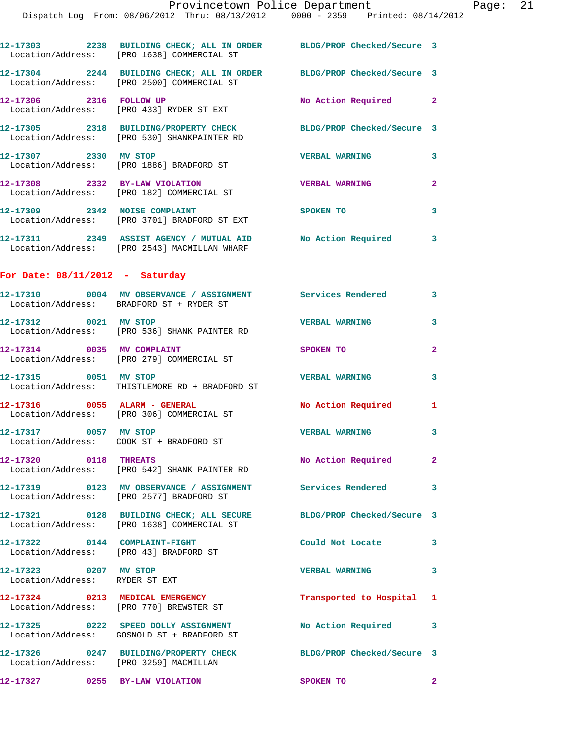12-17303 2238 BUILDING CHECK; ALL IN ORDER BLDG/PROP Checked/Secure 3
Location/Address: [PRO 1638] COMMERCIAL ST

12-17304 2244 BUILDING CHECK; ALL IN ORDER BLDG/PROP Checked/Secure 3
Location/Address: [PRO 2500] COMMERCIAL ST

12-17306 2316 FOLLOW UP No Action Required 2
Location/Address: [PRO 433] RYDER ST EXT

12-17305 2318 BUILDING/PROPERTY CHECK BLDG/PROP Checked/Secure 3
Location/Address: [PRO 530] SHANKPAINTER RD

12-17307 2330 MV STOP VERBAL WARNING 3
Location/Address: [PRO 1886] BRADFORD ST

12-17308 2332 BY-LAW VIOLATION VERBAL WARNING 2
Location/Address: [PRO 182] COMMERCIAL ST

12-17309 2342 NOISE COMPLAINT SPOKEN TO 3
Location/Address: [PRO 3701] BRADFORD ST EXT

12-17311 2349 ASSIST AGENCY / MUTUAL AID No Action Required 3
Location/Address: [PRO 2543] MACMILLAN WHARF

## For Date: 08/11/2012 - Saturday

12-17310 0004 MV OBSERVANCE / ASSIGNMENT Services Rendered 3
Location/Address: BRADFORD ST + RYDER ST

12-17312 0021 MV STOP VERBAL WARNING 3
Location/Address: [PRO 536] SHANK PAINTER RD

12-17314 0035 MV COMPLAINT SPOKEN TO 2
Location/Address: [PRO 279] COMMERCIAL ST

12-17315 0051 MV STOP VERBAL WARNING 3
Location/Address: THISTLEMORE RD + BRADFORD ST

12-17316 0055 ALARM - GENERAL No Action Required 1
Location/Address: [PRO 306] COMMERCIAL ST

12-17317 0057 MV STOP VERBAL WARNING 3
Location/Address: COOK ST + BRADFORD ST

12-17320 0118 THREATS No Action Required 2
Location/Address: [PRO 542] SHANK PAINTER RD

12-17319 0123 MV OBSERVANCE / ASSIGNMENT Services Rendered 3
Location/Address: [PRO 2577] BRADFORD ST

12-17321 0128 BUILDING CHECK; ALL SECURE BLDG/PROP Checked/Secure 3
Location/Address: [PRO 1638] COMMERCIAL ST

12-17322 0144 COMPLAINT-FIGHT Could Not Locate 3
Location/Address: [PRO 43] BRADFORD ST

12-17323 0207 MV STOP VERBAL WARNING 3
Location/Address: RYDER ST EXT

12-17324 0213 MEDICAL EMERGENCY Transported to Hospital 1
Location/Address: [PRO 770] BREWSTER ST

12-17325 0222 SPEED DOLLY ASSIGNMENT No Action Required 3
Location/Address: GOSNOLD ST + BRADFORD ST

12-17326 0247 BUILDING/PROPERTY CHECK BLDG/PROP Checked/Secure 3
Location/Address: [PRO 3259] MACMILLAN

12-17327 0255 BY-LAW VIOLATION SPOKEN TO 2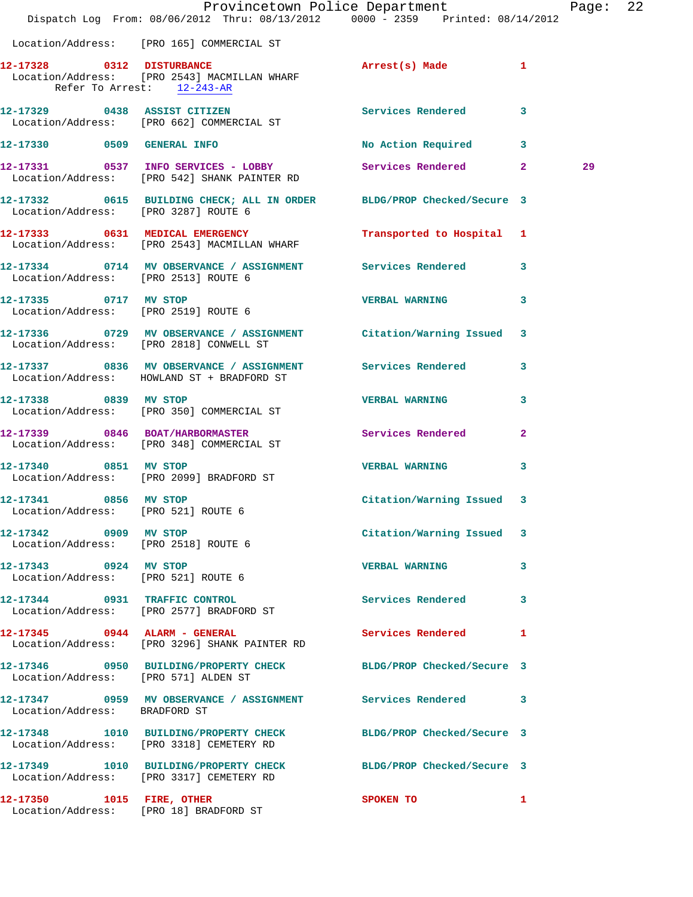Location/Address: [PRO 165] COMMERCIAL ST

**12-17328** 0312 **DISTURBANCE** Arrest(s) Made 1
Location/Address: [PRO 2543] MACMILLAN WHARF
Refer To Arrest: 12-243-AR

**12-17329** 0438 **ASSIST CITIZEN** Services Rendered 3
Location/Address: [PRO 662] COMMERCIAL ST

**12-17330** 0509 **GENERAL INFO** No Action Required 3

**12-17331** 0537 **INFO SERVICES - LOBBY** Services Rendered 2 29
Location/Address: [PRO 542] SHANK PAINTER RD

**12-17332** 0615 **BUILDING CHECK; ALL IN ORDER** BLDG/PROP Checked/Secure 3
Location/Address: [PRO 3287] ROUTE 6

**12-17333** 0631 **MEDICAL EMERGENCY** Transported to Hospital 1
Location/Address: [PRO 2543] MACMILLAN WHARF

**12-17334** 0714 **MV OBSERVANCE / ASSIGNMENT** Services Rendered 3
Location/Address: [PRO 2513] ROUTE 6

**12-17335** 0717 **MV STOP** VERBAL WARNING 3
Location/Address: [PRO 2519] ROUTE 6

**12-17336** 0729 **MV OBSERVANCE / ASSIGNMENT** Citation/Warning Issued 3
Location/Address: [PRO 2818] CONWELL ST

**12-17337** 0836 **MV OBSERVANCE / ASSIGNMENT** Services Rendered 3
Location/Address: HOWLAND ST + BRADFORD ST

**12-17338** 0839 **MV STOP** VERBAL WARNING 3
Location/Address: [PRO 350] COMMERCIAL ST

**12-17339** 0846 **BOAT/HARBORMASTER** Services Rendered 2
Location/Address: [PRO 348] COMMERCIAL ST

**12-17340** 0851 **MV STOP** VERBAL WARNING 3
Location/Address: [PRO 2099] BRADFORD ST

**12-17341** 0856 **MV STOP** Citation/Warning Issued 3
Location/Address: [PRO 521] ROUTE 6

**12-17342** 0909 **MV STOP** Citation/Warning Issued 3
Location/Address: [PRO 2518] ROUTE 6

**12-17343** 0924 **MV STOP** VERBAL WARNING 3
Location/Address: [PRO 521] ROUTE 6

**12-17344** 0931 **TRAFFIC CONTROL** Services Rendered 3
Location/Address: [PRO 2577] BRADFORD ST

**12-17345** 0944 **ALARM - GENERAL** Services Rendered 1
Location/Address: [PRO 3296] SHANK PAINTER RD

**12-17346** 0950 **BUILDING/PROPERTY CHECK** BLDG/PROP Checked/Secure 3
Location/Address: [PRO 571] ALDEN ST

**12-17347** 0959 **MV OBSERVANCE / ASSIGNMENT** Services Rendered 3
Location/Address: BRADFORD ST

**12-17348** 1010 **BUILDING/PROPERTY CHECK** BLDG/PROP Checked/Secure 3
Location/Address: [PRO 3318] CEMETERY RD

**12-17349** 1010 **BUILDING/PROPERTY CHECK** BLDG/PROP Checked/Secure 3
Location/Address: [PRO 3317] CEMETERY RD

**12-17350** 1015 **FIRE, OTHER** SPOKEN TO 1
Location/Address: [PRO 18] BRADFORD ST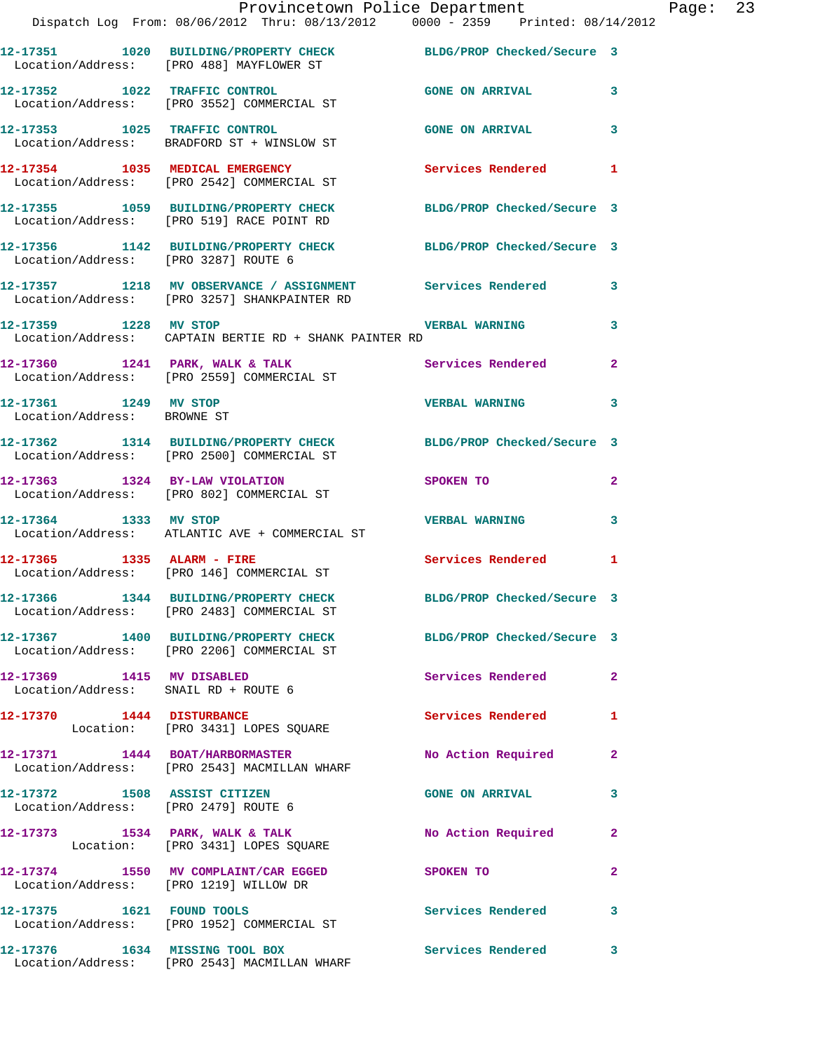12-17351 1020 BUILDING/PROPERTY CHECK BLDG/PROP Checked/Secure 3
Location/Address: [PRO 488] MAYFLOWER ST

12-17352 1022 TRAFFIC CONTROL GONE ON ARRIVAL 3
Location/Address: [PRO 3552] COMMERCIAL ST

12-17353 1025 TRAFFIC CONTROL GONE ON ARRIVAL 3
Location/Address: BRADFORD ST + WINSLOW ST

12-17354 1035 MEDICAL EMERGENCY Services Rendered 1
Location/Address: [PRO 2542] COMMERCIAL ST

12-17355 1059 BUILDING/PROPERTY CHECK BLDG/PROP Checked/Secure 3
Location/Address: [PRO 519] RACE POINT RD

12-17356 1142 BUILDING/PROPERTY CHECK BLDG/PROP Checked/Secure 3
Location/Address: [PRO 3287] ROUTE 6

12-17357 1218 MV OBSERVANCE / ASSIGNMENT Services Rendered 3
Location/Address: [PRO 3257] SHANKPAINTER RD

12-17359 1228 MV STOP VERBAL WARNING 3
Location/Address: CAPTAIN BERTIE RD + SHANK PAINTER RD

12-17360 1241 PARK, WALK & TALK Services Rendered 2
Location/Address: [PRO 2559] COMMERCIAL ST

12-17361 1249 MV STOP VERBAL WARNING 3
Location/Address: BROWNE ST

12-17362 1314 BUILDING/PROPERTY CHECK BLDG/PROP Checked/Secure 3
Location/Address: [PRO 2500] COMMERCIAL ST

12-17363 1324 BY-LAW VIOLATION SPOKEN TO 2
Location/Address: [PRO 802] COMMERCIAL ST

12-17364 1333 MV STOP VERBAL WARNING 3
Location/Address: ATLANTIC AVE + COMMERCIAL ST

12-17365 1335 ALARM - FIRE Services Rendered 1
Location/Address: [PRO 146] COMMERCIAL ST

12-17366 1344 BUILDING/PROPERTY CHECK BLDG/PROP Checked/Secure 3
Location/Address: [PRO 2483] COMMERCIAL ST

12-17367 1400 BUILDING/PROPERTY CHECK BLDG/PROP Checked/Secure 3
Location/Address: [PRO 2206] COMMERCIAL ST

12-17369 1415 MV DISABLED Services Rendered 2
Location/Address: SNAIL RD + ROUTE 6

12-17370 1444 DISTURBANCE Services Rendered 1
Location: [PRO 3431] LOPES SQUARE

12-17371 1444 BOAT/HARBORMASTER No Action Required 2
Location/Address: [PRO 2543] MACMILLAN WHARF

12-17372 1508 ASSIST CITIZEN GONE ON ARRIVAL 3
Location/Address: [PRO 2479] ROUTE 6

12-17373 1534 PARK, WALK & TALK No Action Required 2
Location: [PRO 3431] LOPES SQUARE

12-17374 1550 MV COMPLAINT/CAR EGGED SPOKEN TO 2
Location/Address: [PRO 1219] WILLOW DR

12-17375 1621 FOUND TOOLS Services Rendered 3
Location/Address: [PRO 1952] COMMERCIAL ST

12-17376 1634 MISSING TOOL BOX Services Rendered 3
Location/Address: [PRO 2543] MACMILLAN WHARF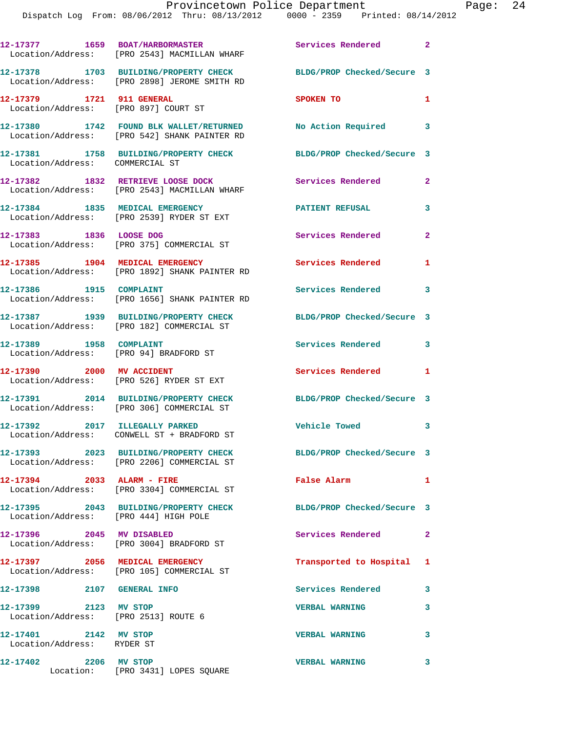12-17377 1659 BOAT/HARBORMASTER Services Rendered 2
Location/Address: [PRO 2543] MACMILLAN WHARF

12-17378 1703 BUILDING/PROPERTY CHECK BLDG/PROP Checked/Secure 3
Location/Address: [PRO 2898] JEROME SMITH RD

12-17379 1721 911 GENERAL SPOKEN TO 1
Location/Address: [PRO 897] COURT ST

12-17380 1742 FOUND BLK WALLET/RETURNED No Action Required 3
Location/Address: [PRO 542] SHANK PAINTER RD

12-17381 1758 BUILDING/PROPERTY CHECK BLDG/PROP Checked/Secure 3
Location/Address: COMMERCIAL ST

12-17382 1832 RETRIEVE LOOSE DOCK Services Rendered 2
Location/Address: [PRO 2543] MACMILLAN WHARF

12-17384 1835 MEDICAL EMERGENCY PATIENT REFUSAL 3
Location/Address: [PRO 2539] RYDER ST EXT

12-17383 1836 LOOSE DOG Services Rendered 2
Location/Address: [PRO 375] COMMERCIAL ST

12-17385 1904 MEDICAL EMERGENCY Services Rendered 1
Location/Address: [PRO 1892] SHANK PAINTER RD

12-17386 1915 COMPLAINT Services Rendered 3
Location/Address: [PRO 1656] SHANK PAINTER RD

12-17387 1939 BUILDING/PROPERTY CHECK BLDG/PROP Checked/Secure 3
Location/Address: [PRO 182] COMMERCIAL ST

12-17389 1958 COMPLAINT Services Rendered 3
Location/Address: [PRO 94] BRADFORD ST

12-17390 2000 MV ACCIDENT Services Rendered 1
Location/Address: [PRO 526] RYDER ST EXT

12-17391 2014 BUILDING/PROPERTY CHECK BLDG/PROP Checked/Secure 3
Location/Address: [PRO 306] COMMERCIAL ST

12-17392 2017 ILLEGALLY PARKED Vehicle Towed 3
Location/Address: CONWELL ST + BRADFORD ST

12-17393 2023 BUILDING/PROPERTY CHECK BLDG/PROP Checked/Secure 3
Location/Address: [PRO 2206] COMMERCIAL ST

12-17394 2033 ALARM - FIRE False Alarm 1
Location/Address: [PRO 3304] COMMERCIAL ST

12-17395 2043 BUILDING/PROPERTY CHECK BLDG/PROP Checked/Secure 3
Location/Address: [PRO 444] HIGH POLE

12-17396 2045 MV DISABLED Services Rendered 2
Location/Address: [PRO 3004] BRADFORD ST

12-17397 2056 MEDICAL EMERGENCY Transported to Hospital 1
Location/Address: [PRO 105] COMMERCIAL ST

12-17398 2107 GENERAL INFO Services Rendered 3

12-17399 2123 MV STOP VERBAL WARNING 3
Location/Address: [PRO 2513] ROUTE 6

12-17401 2142 MV STOP VERBAL WARNING 3
Location/Address: RYDER ST

12-17402 2206 MV STOP VERBAL WARNING 3
Location: [PRO 3431] LOPES SQUARE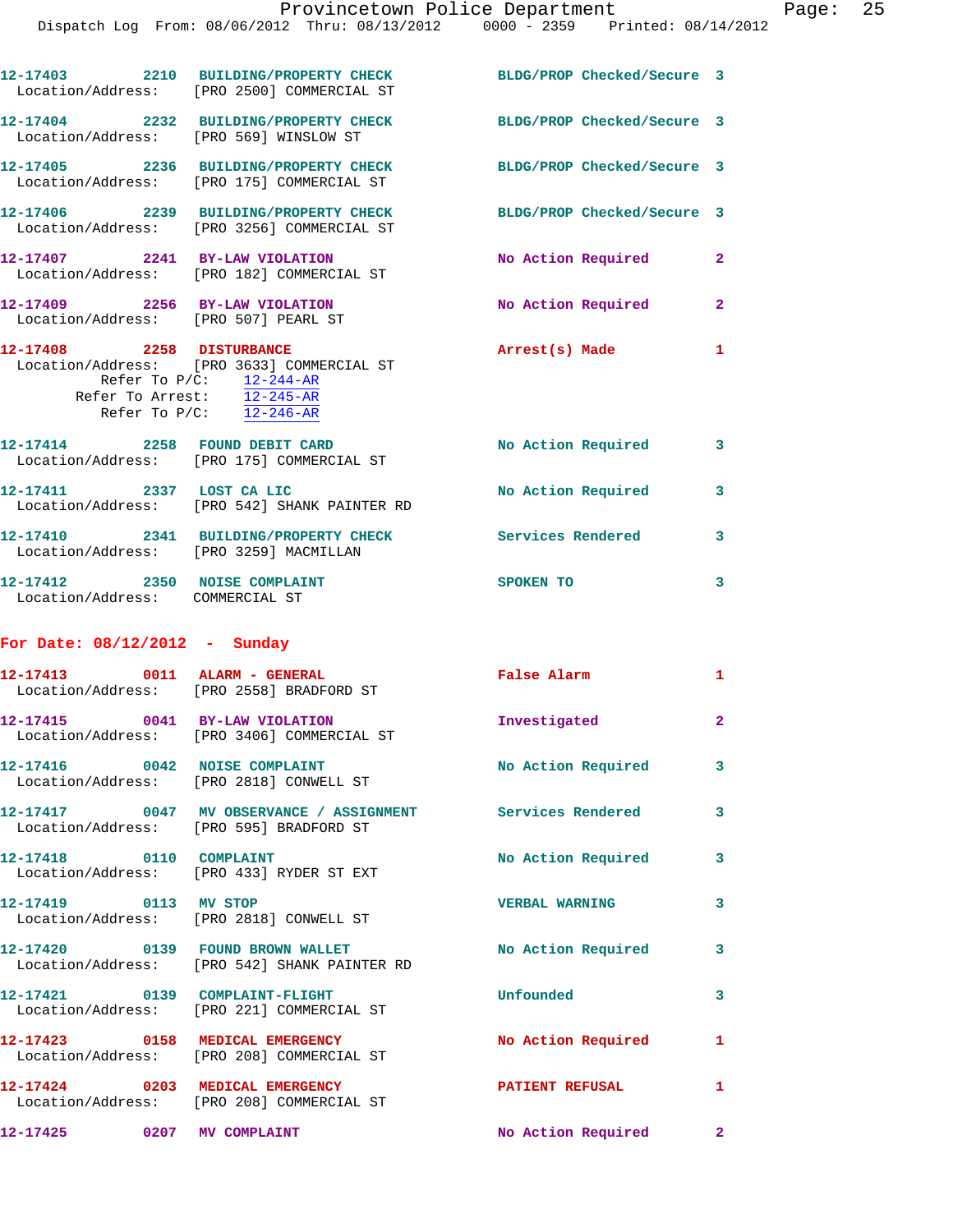12-17403 2210 BUILDING/PROPERTY CHECK BLDG/PROP Checked/Secure 3
Location/Address: [PRO 2500] COMMERCIAL ST

12-17404 2232 BUILDING/PROPERTY CHECK BLDG/PROP Checked/Secure 3
Location/Address: [PRO 569] WINSLOW ST

12-17405 2236 BUILDING/PROPERTY CHECK BLDG/PROP Checked/Secure 3
Location/Address: [PRO 175] COMMERCIAL ST

12-17406 2239 BUILDING/PROPERTY CHECK BLDG/PROP Checked/Secure 3
Location/Address: [PRO 3256] COMMERCIAL ST

12-17407 2241 BY-LAW VIOLATION No Action Required 2
Location/Address: [PRO 182] COMMERCIAL ST

12-17409 2256 BY-LAW VIOLATION No Action Required 2
Location/Address: [PRO 507] PEARL ST

12-17408 2258 DISTURBANCE Arrest(s) Made 1
Location/Address: [PRO 3633] COMMERCIAL ST
Refer To P/C: 12-244-AR
Refer To Arrest: 12-245-AR
Refer To P/C: 12-246-AR

12-17414 2258 FOUND DEBIT CARD No Action Required 3
Location/Address: [PRO 175] COMMERCIAL ST

12-17411 2337 LOST CA LIC No Action Required 3
Location/Address: [PRO 542] SHANK PAINTER RD

12-17410 2341 BUILDING/PROPERTY CHECK Services Rendered 3
Location/Address: [PRO 3259] MACMILLAN

12-17412 2350 NOISE COMPLAINT SPOKEN TO 3
Location/Address: COMMERCIAL ST

## For Date: 08/12/2012 - Sunday

12-17413 0011 ALARM - GENERAL False Alarm 1
Location/Address: [PRO 2558] BRADFORD ST

12-17415 0041 BY-LAW VIOLATION Investigated 2
Location/Address: [PRO 3406] COMMERCIAL ST

12-17416 0042 NOISE COMPLAINT No Action Required 3
Location/Address: [PRO 2818] CONWELL ST

12-17417 0047 MV OBSERVANCE / ASSIGNMENT Services Rendered 3
Location/Address: [PRO 595] BRADFORD ST

12-17418 0110 COMPLAINT No Action Required 3
Location/Address: [PRO 433] RYDER ST EXT

12-17419 0113 MV STOP VERBAL WARNING 3
Location/Address: [PRO 2818] CONWELL ST

12-17420 0139 FOUND BROWN WALLET No Action Required 3
Location/Address: [PRO 542] SHANK PAINTER RD

12-17421 0139 COMPLAINT-FLIGHT Unfounded 3
Location/Address: [PRO 221] COMMERCIAL ST

12-17423 0158 MEDICAL EMERGENCY No Action Required 1
Location/Address: [PRO 208] COMMERCIAL ST

12-17424 0203 MEDICAL EMERGENCY PATIENT REFUSAL 1
Location/Address: [PRO 208] COMMERCIAL ST

12-17425 0207 MV COMPLAINT No Action Required 2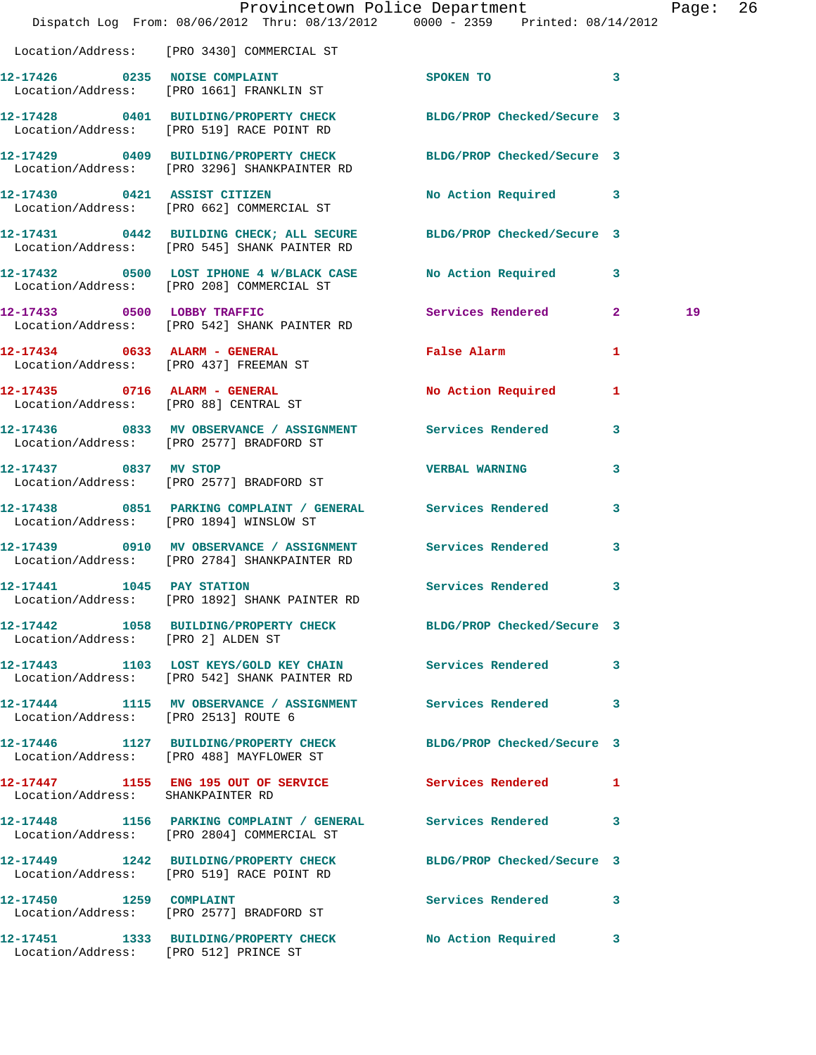Location/Address: [PRO 3430] COMMERCIAL ST

| Call Number | Time | Call Reason | Action | Priority | |
|---|---|---|---|---|---|
| 12-17426 | 0235 | NOISE COMPLAINT | SPOKEN TO | 3 | |
| Location/Address: | | [PRO 1661] FRANKLIN ST | | | |
| 12-17428 | 0401 | BUILDING/PROPERTY CHECK | BLDG/PROP Checked/Secure | 3 | |
| Location/Address: | | [PRO 519] RACE POINT RD | | | |
| 12-17429 | 0409 | BUILDING/PROPERTY CHECK | BLDG/PROP Checked/Secure | 3 | |
| Location/Address: | | [PRO 3296] SHANKPAINTER RD | | | |
| 12-17430 | 0421 | ASSIST CITIZEN | No Action Required | 3 | |
| Location/Address: | | [PRO 662] COMMERCIAL ST | | | |
| 12-17431 | 0442 | BUILDING CHECK; ALL SECURE | BLDG/PROP Checked/Secure | 3 | |
| Location/Address: | | [PRO 545] SHANK PAINTER RD | | | |
| 12-17432 | 0500 | LOST IPHONE 4 W/BLACK CASE | No Action Required | 3 | |
| Location/Address: | | [PRO 208] COMMERCIAL ST | | | |
| 12-17433 | 0500 | LOBBY TRAFFIC | Services Rendered | 2 | 19 |
| Location/Address: | | [PRO 542] SHANK PAINTER RD | | | |
| 12-17434 | 0633 | ALARM - GENERAL | False Alarm | 1 | |
| Location/Address: | | [PRO 437] FREEMAN ST | | | |
| 12-17435 | 0716 | ALARM - GENERAL | No Action Required | 1 | |
| Location/Address: | | [PRO 88] CENTRAL ST | | | |
| 12-17436 | 0833 | MV OBSERVANCE / ASSIGNMENT | Services Rendered | 3 | |
| Location/Address: | | [PRO 2577] BRADFORD ST | | | |
| 12-17437 | 0837 | MV STOP | VERBAL WARNING | 3 | |
| Location/Address: | | [PRO 2577] BRADFORD ST | | | |
| 12-17438 | 0851 | PARKING COMPLAINT / GENERAL | Services Rendered | 3 | |
| Location/Address: | | [PRO 1894] WINSLOW ST | | | |
| 12-17439 | 0910 | MV OBSERVANCE / ASSIGNMENT | Services Rendered | 3 | |
| Location/Address: | | [PRO 2784] SHANKPAINTER RD | | | |
| 12-17441 | 1045 | PAY STATION | Services Rendered | 3 | |
| Location/Address: | | [PRO 1892] SHANK PAINTER RD | | | |
| 12-17442 | 1058 | BUILDING/PROPERTY CHECK | BLDG/PROP Checked/Secure | 3 | |
| Location/Address: | | [PRO 2] ALDEN ST | | | |
| 12-17443 | 1103 | LOST KEYS/GOLD KEY CHAIN | Services Rendered | 3 | |
| Location/Address: | | [PRO 542] SHANK PAINTER RD | | | |
| 12-17444 | 1115 | MV OBSERVANCE / ASSIGNMENT | Services Rendered | 3 | |
| Location/Address: | | [PRO 2513] ROUTE 6 | | | |
| 12-17446 | 1127 | BUILDING/PROPERTY CHECK | BLDG/PROP Checked/Secure | 3 | |
| Location/Address: | | [PRO 488] MAYFLOWER ST | | | |
| 12-17447 | 1155 | ENG 195 OUT OF SERVICE | Services Rendered | 1 | |
| Location/Address: | | SHANKPAINTER RD | | | |
| 12-17448 | 1156 | PARKING COMPLAINT / GENERAL | Services Rendered | 3 | |
| Location/Address: | | [PRO 2804] COMMERCIAL ST | | | |
| 12-17449 | 1242 | BUILDING/PROPERTY CHECK | BLDG/PROP Checked/Secure | 3 | |
| Location/Address: | | [PRO 519] RACE POINT RD | | | |
| 12-17450 | 1259 | COMPLAINT | Services Rendered | 3 | |
| Location/Address: | | [PRO 2577] BRADFORD ST | | | |
| 12-17451 | 1333 | BUILDING/PROPERTY CHECK | No Action Required | 3 | |
| Location/Address: | | [PRO 512] PRINCE ST | | | |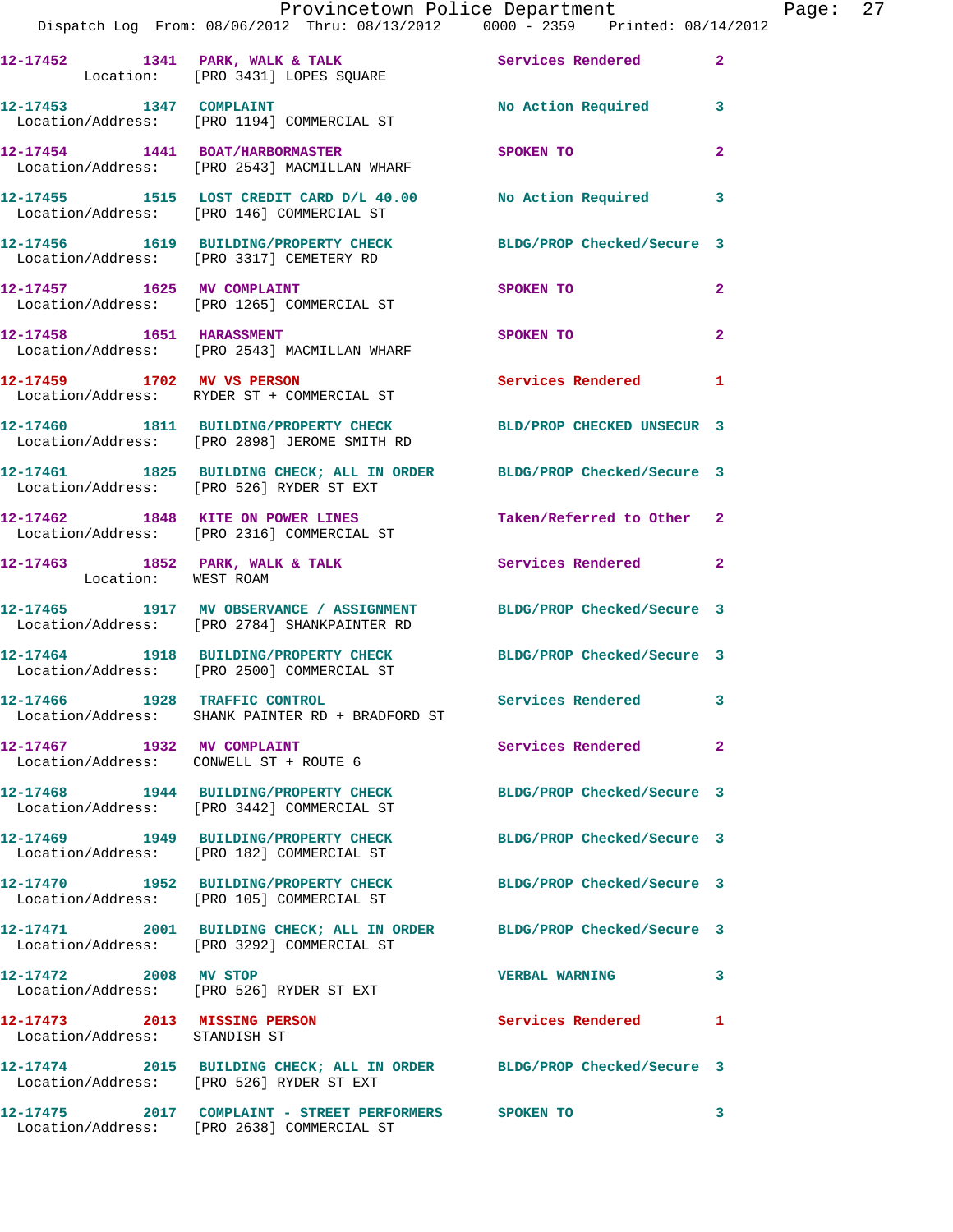| Call # | Time | Call Reason | Action | Priority |
|---|---|---|---|---|
| 12-17452 | 1341 | PARK, WALK & TALK | Services Rendered | 2 |
| Location: [PRO 3431] LOPES SQUARE | | | | |
| 12-17453 | 1347 | COMPLAINT | No Action Required | 3 |
| Location/Address: [PRO 1194] COMMERCIAL ST | | | | |
| 12-17454 | 1441 | BOAT/HARBORMASTER | SPOKEN TO | 2 |
| Location/Address: [PRO 2543] MACMILLAN WHARF | | | | |
| 12-17455 | 1515 | LOST CREDIT CARD D/L 40.00 | No Action Required | 3 |
| Location/Address: [PRO 146] COMMERCIAL ST | | | | |
| 12-17456 | 1619 | BUILDING/PROPERTY CHECK | BLDG/PROP Checked/Secure | 3 |
| Location/Address: [PRO 3317] CEMETERY RD | | | | |
| 12-17457 | 1625 | MV COMPLAINT | SPOKEN TO | 2 |
| Location/Address: [PRO 1265] COMMERCIAL ST | | | | |
| 12-17458 | 1651 | HARASSMENT | SPOKEN TO | 2 |
| Location/Address: [PRO 2543] MACMILLAN WHARF | | | | |
| 12-17459 | 1702 | MV VS PERSON | Services Rendered | 1 |
| Location/Address: RYDER ST + COMMERCIAL ST | | | | |
| 12-17460 | 1811 | BUILDING/PROPERTY CHECK | BLD/PROP CHECKED UNSECUR | 3 |
| Location/Address: [PRO 2898] JEROME SMITH RD | | | | |
| 12-17461 | 1825 | BUILDING CHECK; ALL IN ORDER | BLDG/PROP Checked/Secure | 3 |
| Location/Address: [PRO 526] RYDER ST EXT | | | | |
| 12-17462 | 1848 | KITE ON POWER LINES | Taken/Referred to Other | 2 |
| Location/Address: [PRO 2316] COMMERCIAL ST | | | | |
| 12-17463 | 1852 | PARK, WALK & TALK | Services Rendered | 2 |
| Location: WEST ROAM | | | | |
| 12-17465 | 1917 | MV OBSERVANCE / ASSIGNMENT | BLDG/PROP Checked/Secure | 3 |
| Location/Address: [PRO 2784] SHANKPAINTER RD | | | | |
| 12-17464 | 1918 | BUILDING/PROPERTY CHECK | BLDG/PROP Checked/Secure | 3 |
| Location/Address: [PRO 2500] COMMERCIAL ST | | | | |
| 12-17466 | 1928 | TRAFFIC CONTROL | Services Rendered | 3 |
| Location/Address: SHANK PAINTER RD + BRADFORD ST | | | | |
| 12-17467 | 1932 | MV COMPLAINT | Services Rendered | 2 |
| Location/Address: CONWELL ST + ROUTE 6 | | | | |
| 12-17468 | 1944 | BUILDING/PROPERTY CHECK | BLDG/PROP Checked/Secure | 3 |
| Location/Address: [PRO 3442] COMMERCIAL ST | | | | |
| 12-17469 | 1949 | BUILDING/PROPERTY CHECK | BLDG/PROP Checked/Secure | 3 |
| Location/Address: [PRO 182] COMMERCIAL ST | | | | |
| 12-17470 | 1952 | BUILDING/PROPERTY CHECK | BLDG/PROP Checked/Secure | 3 |
| Location/Address: [PRO 105] COMMERCIAL ST | | | | |
| 12-17471 | 2001 | BUILDING CHECK; ALL IN ORDER | BLDG/PROP Checked/Secure | 3 |
| Location/Address: [PRO 3292] COMMERCIAL ST | | | | |
| 12-17472 | 2008 | MV STOP | VERBAL WARNING | 3 |
| Location/Address: [PRO 526] RYDER ST EXT | | | | |
| 12-17473 | 2013 | MISSING PERSON | Services Rendered | 1 |
| Location/Address: STANDISH ST | | | | |
| 12-17474 | 2015 | BUILDING CHECK; ALL IN ORDER | BLDG/PROP Checked/Secure | 3 |
| Location/Address: [PRO 526] RYDER ST EXT | | | | |
| 12-17475 | 2017 | COMPLAINT - STREET PERFORMERS | SPOKEN TO | 3 |
| Location/Address: [PRO 2638] COMMERCIAL ST | | | | |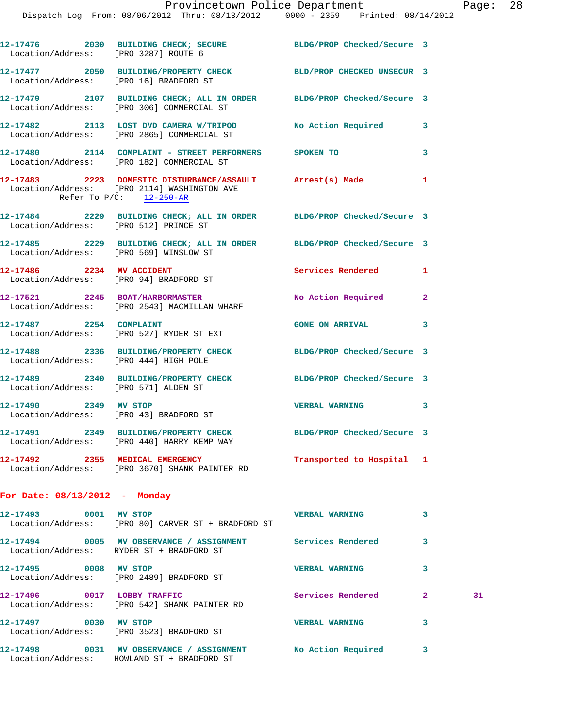12-17476 2030 BUILDING CHECK; SECURE BLDG/PROP Checked/Secure 3
Location/Address: [PRO 3287] ROUTE 6

12-17477 2050 BUILDING/PROPERTY CHECK BLD/PROP CHECKED UNSECUR 3
Location/Address: [PRO 16] BRADFORD ST

12-17479 2107 BUILDING CHECK; ALL IN ORDER BLDG/PROP Checked/Secure 3
Location/Address: [PRO 306] COMMERCIAL ST

12-17482 2113 LOST DVD CAMERA W/TRIPOD No Action Required 3
Location/Address: [PRO 2865] COMMERCIAL ST

12-17480 2114 COMPLAINT - STREET PERFORMERS SPOKEN TO 3
Location/Address: [PRO 182] COMMERCIAL ST

12-17483 2223 DOMESTIC DISTURBANCE/ASSAULT Arrest(s) Made 1
Location/Address: [PRO 2114] WASHINGTON AVE
Refer To P/C: 12-250-AR

12-17484 2229 BUILDING CHECK; ALL IN ORDER BLDG/PROP Checked/Secure 3
Location/Address: [PRO 512] PRINCE ST

12-17485 2229 BUILDING CHECK; ALL IN ORDER BLDG/PROP Checked/Secure 3
Location/Address: [PRO 569] WINSLOW ST

12-17486 2234 MV ACCIDENT Services Rendered 1
Location/Address: [PRO 94] BRADFORD ST

12-17521 2245 BOAT/HARBORMASTER No Action Required 2
Location/Address: [PRO 2543] MACMILLAN WHARF

12-17487 2254 COMPLAINT GONE ON ARRIVAL 3
Location/Address: [PRO 527] RYDER ST EXT

12-17488 2336 BUILDING/PROPERTY CHECK BLDG/PROP Checked/Secure 3
Location/Address: [PRO 444] HIGH POLE

12-17489 2340 BUILDING/PROPERTY CHECK BLDG/PROP Checked/Secure 3
Location/Address: [PRO 571] ALDEN ST

12-17490 2349 MV STOP VERBAL WARNING 3
Location/Address: [PRO 43] BRADFORD ST

12-17491 2349 BUILDING/PROPERTY CHECK BLDG/PROP Checked/Secure 3
Location/Address: [PRO 440] HARRY KEMP WAY

12-17492 2355 MEDICAL EMERGENCY Transported to Hospital 1
Location/Address: [PRO 3670] SHANK PAINTER RD

**For Date: 08/13/2012 - Monday**

12-17493 0001 MV STOP VERBAL WARNING 3
Location/Address: [PRO 80] CARVER ST + BRADFORD ST

12-17494 0005 MV OBSERVANCE / ASSIGNMENT Services Rendered 3
Location/Address: RYDER ST + BRADFORD ST

12-17495 0008 MV STOP VERBAL WARNING 3
Location/Address: [PRO 2489] BRADFORD ST

12-17496 0017 LOBBY TRAFFIC Services Rendered 2 31
Location/Address: [PRO 542] SHANK PAINTER RD

12-17497 0030 MV STOP VERBAL WARNING 3
Location/Address: [PRO 3523] BRADFORD ST

12-17498 0031 MV OBSERVANCE / ASSIGNMENT No Action Required 3
Location/Address: HOWLAND ST + BRADFORD ST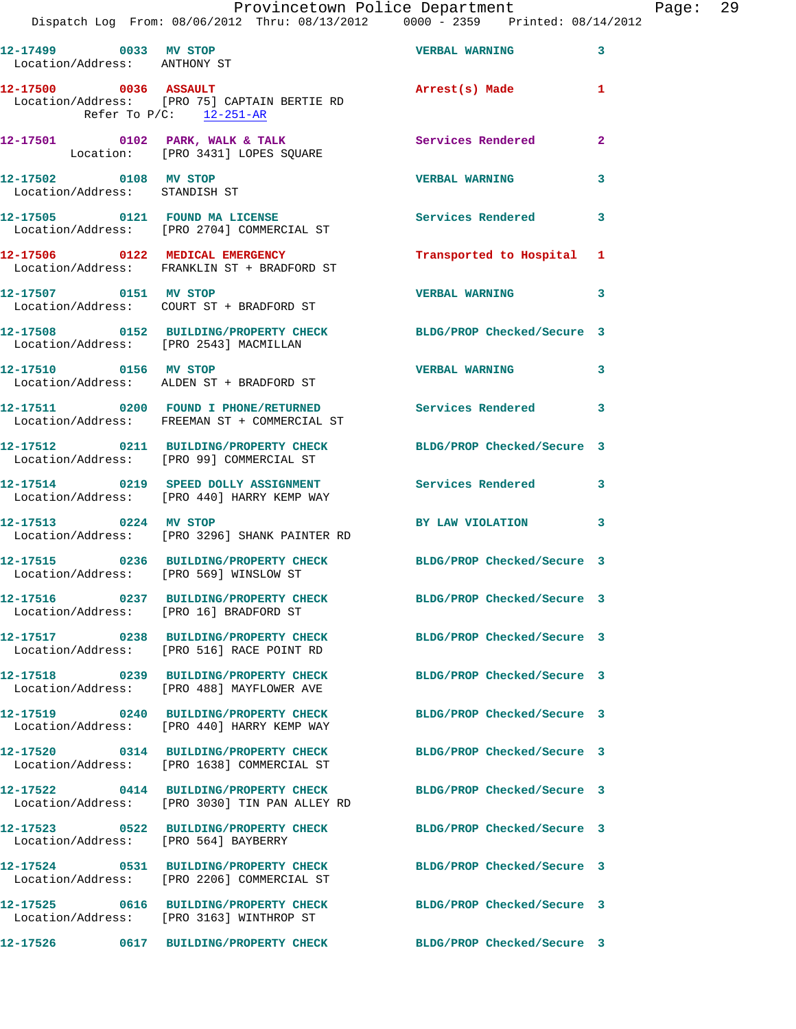12-17499 0033 MV STOP VERBAL WARNING 3
Location/Address: ANTHONY ST

12-17500 0036 ASSAULT Arrest(s) Made 1
Location/Address: [PRO 75] CAPTAIN BERTIE RD
Refer To P/C: 12-251-AR

12-17501 0102 PARK, WALK & TALK Services Rendered 2
Location: [PRO 3431] LOPES SQUARE

12-17502 0108 MV STOP VERBAL WARNING 3
Location/Address: STANDISH ST

12-17505 0121 FOUND MA LICENSE Services Rendered 3
Location/Address: [PRO 2704] COMMERCIAL ST

12-17506 0122 MEDICAL EMERGENCY Transported to Hospital 1
Location/Address: FRANKLIN ST + BRADFORD ST

12-17507 0151 MV STOP VERBAL WARNING 3
Location/Address: COURT ST + BRADFORD ST

12-17508 0152 BUILDING/PROPERTY CHECK BLDG/PROP Checked/Secure 3
Location/Address: [PRO 2543] MACMILLAN

12-17510 0156 MV STOP VERBAL WARNING 3
Location/Address: ALDEN ST + BRADFORD ST

12-17511 0200 FOUND I PHONE/RETURNED Services Rendered 3
Location/Address: FREEMAN ST + COMMERCIAL ST

12-17512 0211 BUILDING/PROPERTY CHECK BLDG/PROP Checked/Secure 3
Location/Address: [PRO 99] COMMERCIAL ST

12-17514 0219 SPEED DOLLY ASSIGNMENT Services Rendered 3
Location/Address: [PRO 440] HARRY KEMP WAY

12-17513 0224 MV STOP BY LAW VIOLATION 3
Location/Address: [PRO 3296] SHANK PAINTER RD

12-17515 0236 BUILDING/PROPERTY CHECK BLDG/PROP Checked/Secure 3
Location/Address: [PRO 569] WINSLOW ST

12-17516 0237 BUILDING/PROPERTY CHECK BLDG/PROP Checked/Secure 3
Location/Address: [PRO 16] BRADFORD ST

12-17517 0238 BUILDING/PROPERTY CHECK BLDG/PROP Checked/Secure 3
Location/Address: [PRO 516] RACE POINT RD

12-17518 0239 BUILDING/PROPERTY CHECK BLDG/PROP Checked/Secure 3
Location/Address: [PRO 488] MAYFLOWER AVE

12-17519 0240 BUILDING/PROPERTY CHECK BLDG/PROP Checked/Secure 3
Location/Address: [PRO 440] HARRY KEMP WAY

12-17520 0314 BUILDING/PROPERTY CHECK BLDG/PROP Checked/Secure 3
Location/Address: [PRO 1638] COMMERCIAL ST

12-17522 0414 BUILDING/PROPERTY CHECK BLDG/PROP Checked/Secure 3
Location/Address: [PRO 3030] TIN PAN ALLEY RD

12-17523 0522 BUILDING/PROPERTY CHECK BLDG/PROP Checked/Secure 3
Location/Address: [PRO 564] BAYBERRY

12-17524 0531 BUILDING/PROPERTY CHECK BLDG/PROP Checked/Secure 3
Location/Address: [PRO 2206] COMMERCIAL ST

12-17525 0616 BUILDING/PROPERTY CHECK BLDG/PROP Checked/Secure 3
Location/Address: [PRO 3163] WINTHROP ST

12-17526 0617 BUILDING/PROPERTY CHECK BLDG/PROP Checked/Secure 3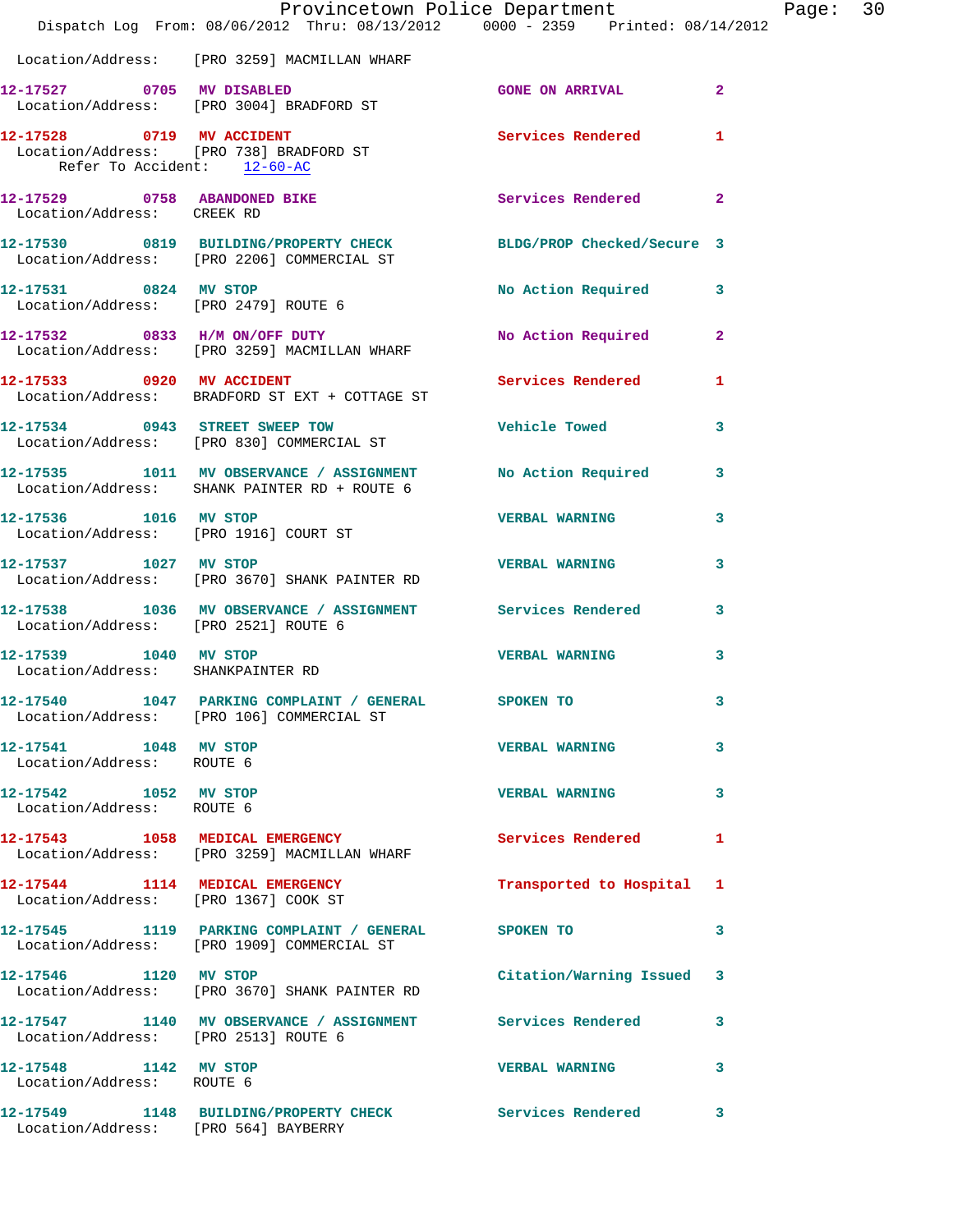Location/Address: [PRO 3259] MACMILLAN WHARF

**12-17527** 0705 **MV DISABLED** GONE ON ARRIVAL 2
Location/Address: [PRO 3004] BRADFORD ST

**12-17528** 0719 **MV ACCIDENT** Services Rendered 1
Location/Address: [PRO 738] BRADFORD ST
Refer To Accident: 12-60-AC

**12-17529** 0758 **ABANDONED BIKE** Services Rendered 2
Location/Address: CREEK RD

**12-17530** 0819 **BUILDING/PROPERTY CHECK** BLDG/PROP Checked/Secure 3
Location/Address: [PRO 2206] COMMERCIAL ST

**12-17531** 0824 **MV STOP** No Action Required 3
Location/Address: [PRO 2479] ROUTE 6

**12-17532** 0833 **H/M ON/OFF DUTY** No Action Required 2
Location/Address: [PRO 3259] MACMILLAN WHARF

**12-17533** 0920 **MV ACCIDENT** Services Rendered 1
Location/Address: BRADFORD ST EXT + COTTAGE ST

**12-17534** 0943 **STREET SWEEP TOW** Vehicle Towed 3
Location/Address: [PRO 830] COMMERCIAL ST

**12-17535** 1011 **MV OBSERVANCE / ASSIGNMENT** No Action Required 3
Location/Address: SHANK PAINTER RD + ROUTE 6

**12-17536** 1016 **MV STOP** VERBAL WARNING 3
Location/Address: [PRO 1916] COURT ST

**12-17537** 1027 **MV STOP** VERBAL WARNING 3
Location/Address: [PRO 3670] SHANK PAINTER RD

**12-17538** 1036 **MV OBSERVANCE / ASSIGNMENT** Services Rendered 3
Location/Address: [PRO 2521] ROUTE 6

**12-17539** 1040 **MV STOP** VERBAL WARNING 3
Location/Address: SHANKPAINTER RD

**12-17540** 1047 **PARKING COMPLAINT / GENERAL** SPOKEN TO 3
Location/Address: [PRO 106] COMMERCIAL ST

**12-17541** 1048 **MV STOP** VERBAL WARNING 3
Location/Address: ROUTE 6

**12-17542** 1052 **MV STOP** VERBAL WARNING 3
Location/Address: ROUTE 6

**12-17543** 1058 **MEDICAL EMERGENCY** Services Rendered 1
Location/Address: [PRO 3259] MACMILLAN WHARF

**12-17544** 1114 **MEDICAL EMERGENCY** Transported to Hospital 1
Location/Address: [PRO 1367] COOK ST

**12-17545** 1119 **PARKING COMPLAINT / GENERAL** SPOKEN TO 3
Location/Address: [PRO 1909] COMMERCIAL ST

**12-17546** 1120 **MV STOP** Citation/Warning Issued 3
Location/Address: [PRO 3670] SHANK PAINTER RD

**12-17547** 1140 **MV OBSERVANCE / ASSIGNMENT** Services Rendered 3
Location/Address: [PRO 2513] ROUTE 6

**12-17548** 1142 **MV STOP** VERBAL WARNING 3
Location/Address: ROUTE 6

**12-17549** 1148 **BUILDING/PROPERTY CHECK** Services Rendered 3
Location/Address: [PRO 564] BAYBERRY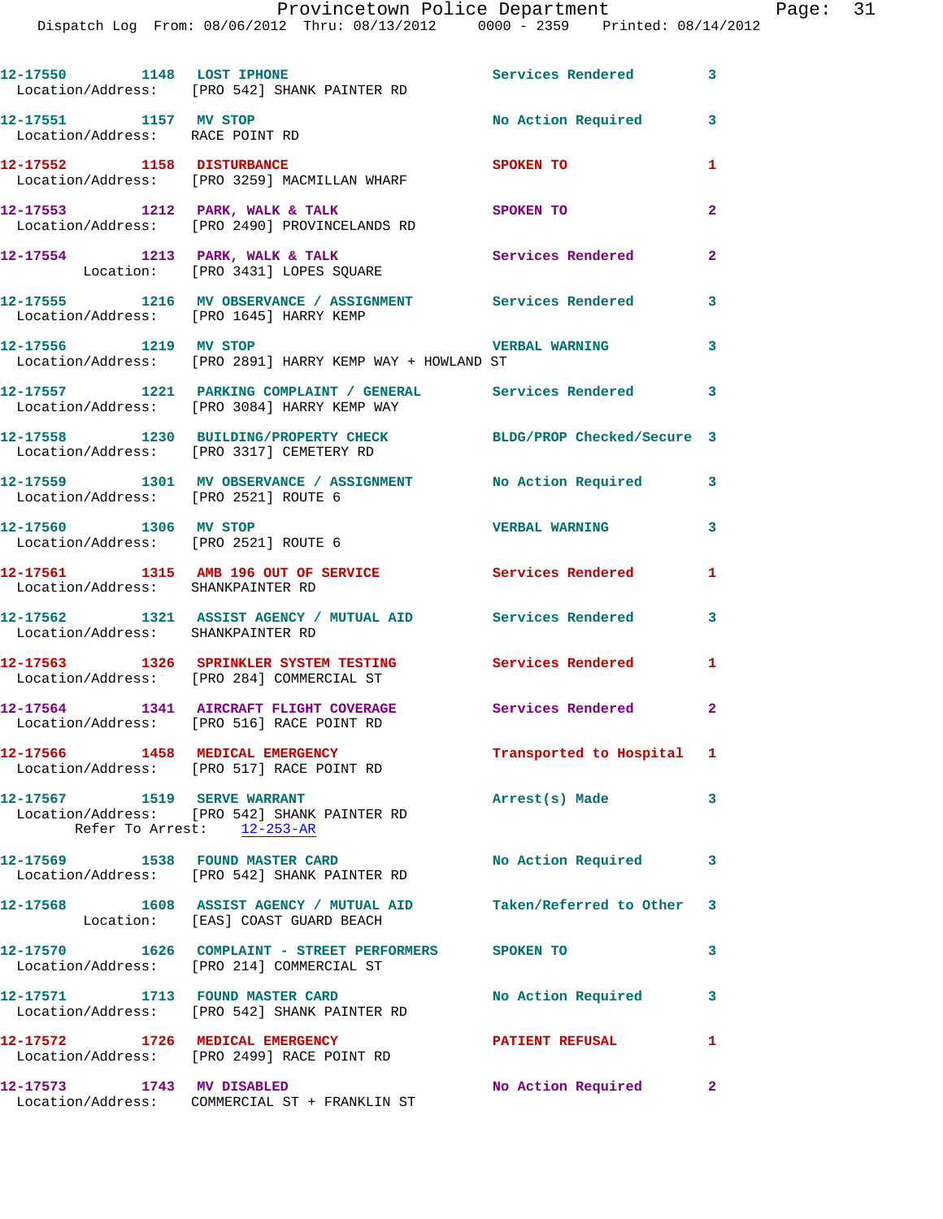12-17550 1148 LOST IPHONE Services Rendered 3
Location/Address: [PRO 542] SHANK PAINTER RD

12-17551 1157 MV STOP No Action Required 3
Location/Address: RACE POINT RD

12-17552 1158 DISTURBANCE SPOKEN TO 1
Location/Address: [PRO 3259] MACMILLAN WHARF

12-17553 1212 PARK, WALK & TALK SPOKEN TO 2
Location/Address: [PRO 2490] PROVINCELANDS RD

12-17554 1213 PARK, WALK & TALK Services Rendered 2
Location: [PRO 3431] LOPES SQUARE

12-17555 1216 MV OBSERVANCE / ASSIGNMENT Services Rendered 3
Location/Address: [PRO 1645] HARRY KEMP

12-17556 1219 MV STOP VERBAL WARNING 3
Location/Address: [PRO 2891] HARRY KEMP WAY + HOWLAND ST

12-17557 1221 PARKING COMPLAINT / GENERAL Services Rendered 3
Location/Address: [PRO 3084] HARRY KEMP WAY

12-17558 1230 BUILDING/PROPERTY CHECK BLDG/PROP Checked/Secure 3
Location/Address: [PRO 3317] CEMETERY RD

12-17559 1301 MV OBSERVANCE / ASSIGNMENT No Action Required 3
Location/Address: [PRO 2521] ROUTE 6

12-17560 1306 MV STOP VERBAL WARNING 3
Location/Address: [PRO 2521] ROUTE 6

12-17561 1315 AMB 196 OUT OF SERVICE Services Rendered 1
Location/Address: SHANKPAINTER RD

12-17562 1321 ASSIST AGENCY / MUTUAL AID Services Rendered 3
Location/Address: SHANKPAINTER RD

12-17563 1326 SPRINKLER SYSTEM TESTING Services Rendered 1
Location/Address: [PRO 284] COMMERCIAL ST

12-17564 1341 AIRCRAFT FLIGHT COVERAGE Services Rendered 2
Location/Address: [PRO 516] RACE POINT RD

12-17566 1458 MEDICAL EMERGENCY Transported to Hospital 1
Location/Address: [PRO 517] RACE POINT RD

12-17567 1519 SERVE WARRANT Arrest(s) Made 3
Location/Address: [PRO 542] SHANK PAINTER RD
Refer To Arrest: 12-253-AR

12-17569 1538 FOUND MASTER CARD No Action Required 3
Location/Address: [PRO 542] SHANK PAINTER RD

12-17568 1608 ASSIST AGENCY / MUTUAL AID Taken/Referred to Other 3
Location: [EAS] COAST GUARD BEACH

12-17570 1626 COMPLAINT - STREET PERFORMERS SPOKEN TO 3
Location/Address: [PRO 214] COMMERCIAL ST

12-17571 1713 FOUND MASTER CARD No Action Required 3
Location/Address: [PRO 542] SHANK PAINTER RD

12-17572 1726 MEDICAL EMERGENCY PATIENT REFUSAL 1
Location/Address: [PRO 2499] RACE POINT RD

12-17573 1743 MV DISABLED No Action Required 2
Location/Address: COMMERCIAL ST + FRANKLIN ST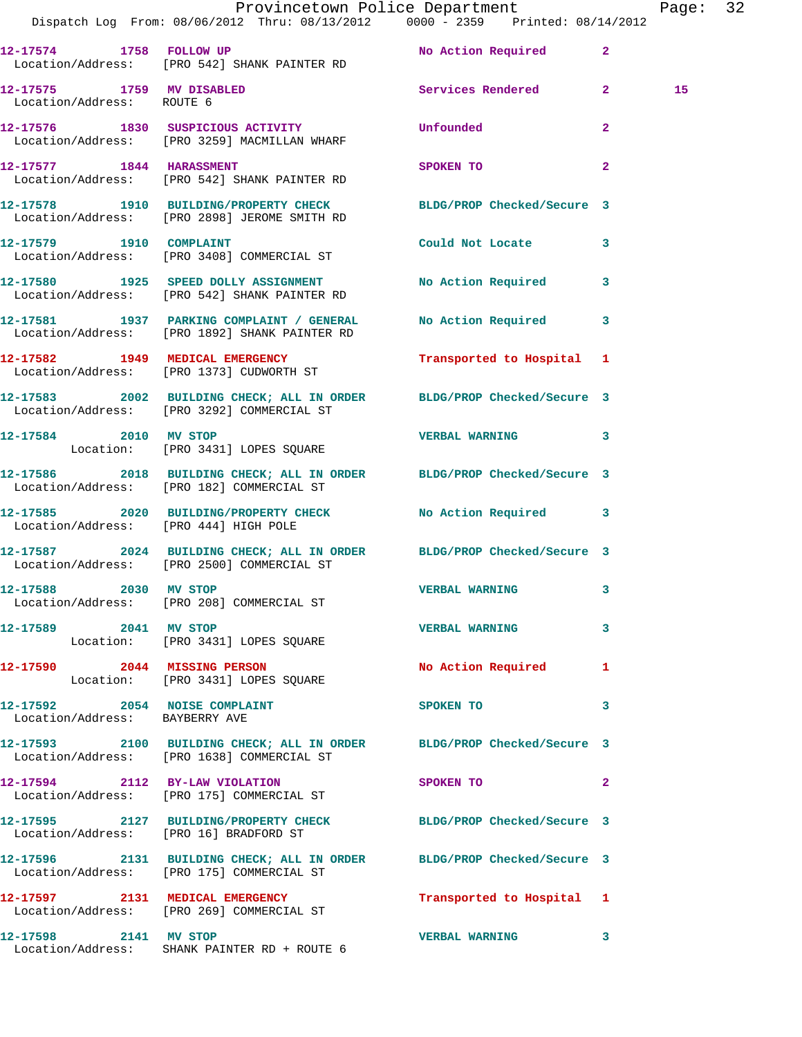12-17574 1758 FOLLOW UP No Action Required 2
Location/Address: [PRO 542] SHANK PAINTER RD

12-17575 1759 MV DISABLED Services Rendered 2 15
Location/Address: ROUTE 6

12-17576 1830 SUSPICIOUS ACTIVITY Unfounded 2
Location/Address: [PRO 3259] MACMILLAN WHARF

12-17577 1844 HARASSMENT SPOKEN TO 2
Location/Address: [PRO 542] SHANK PAINTER RD

12-17578 1910 BUILDING/PROPERTY CHECK BLDG/PROP Checked/Secure 3
Location/Address: [PRO 2898] JEROME SMITH RD

12-17579 1910 COMPLAINT Could Not Locate 3
Location/Address: [PRO 3408] COMMERCIAL ST

12-17580 1925 SPEED DOLLY ASSIGNMENT No Action Required 3
Location/Address: [PRO 542] SHANK PAINTER RD

12-17581 1937 PARKING COMPLAINT / GENERAL No Action Required 3
Location/Address: [PRO 1892] SHANK PAINTER RD

12-17582 1949 MEDICAL EMERGENCY Transported to Hospital 1
Location/Address: [PRO 1373] CUDWORTH ST

12-17583 2002 BUILDING CHECK; ALL IN ORDER BLDG/PROP Checked/Secure 3
Location/Address: [PRO 3292] COMMERCIAL ST

12-17584 2010 MV STOP VERBAL WARNING 3
Location: [PRO 3431] LOPES SQUARE

12-17586 2018 BUILDING CHECK; ALL IN ORDER BLDG/PROP Checked/Secure 3
Location/Address: [PRO 182] COMMERCIAL ST

12-17585 2020 BUILDING/PROPERTY CHECK No Action Required 3
Location/Address: [PRO 444] HIGH POLE

12-17587 2024 BUILDING CHECK; ALL IN ORDER BLDG/PROP Checked/Secure 3
Location/Address: [PRO 2500] COMMERCIAL ST

12-17588 2030 MV STOP VERBAL WARNING 3
Location/Address: [PRO 208] COMMERCIAL ST

12-17589 2041 MV STOP VERBAL WARNING 3
Location: [PRO 3431] LOPES SQUARE

12-17590 2044 MISSING PERSON No Action Required 1
Location: [PRO 3431] LOPES SQUARE

12-17592 2054 NOISE COMPLAINT SPOKEN TO 3
Location/Address: BAYBERRY AVE

12-17593 2100 BUILDING CHECK; ALL IN ORDER BLDG/PROP Checked/Secure 3
Location/Address: [PRO 1638] COMMERCIAL ST

12-17594 2112 BY-LAW VIOLATION SPOKEN TO 2
Location/Address: [PRO 175] COMMERCIAL ST

12-17595 2127 BUILDING/PROPERTY CHECK BLDG/PROP Checked/Secure 3
Location/Address: [PRO 16] BRADFORD ST

12-17596 2131 BUILDING CHECK; ALL IN ORDER BLDG/PROP Checked/Secure 3
Location/Address: [PRO 175] COMMERCIAL ST

12-17597 2131 MEDICAL EMERGENCY Transported to Hospital 1
Location/Address: [PRO 269] COMMERCIAL ST

12-17598 2141 MV STOP VERBAL WARNING 3
Location/Address: SHANK PAINTER RD + ROUTE 6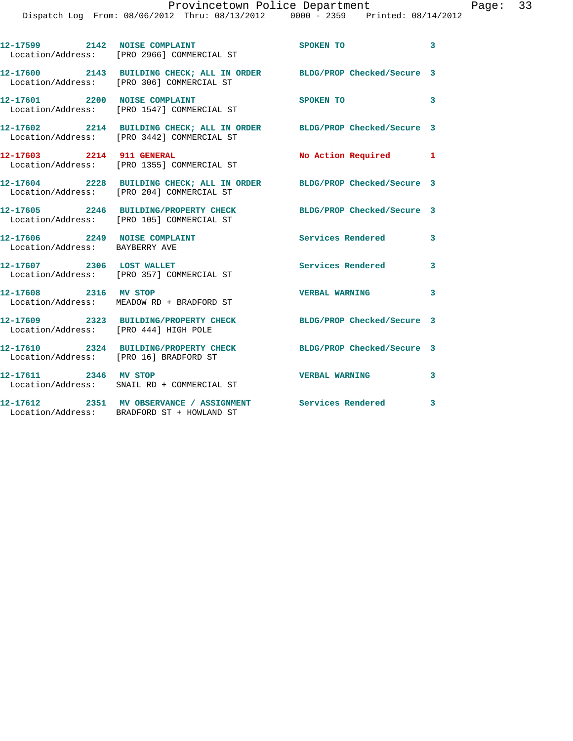| | | | | |
|---|---|---|---|---|
| 12-17599 | 2142 | NOISE COMPLAINT | SPOKEN TO | 3 |
| Location/Address: | | [PRO 2966] COMMERCIAL ST | | |
| 12-17600 | 2143 | BUILDING CHECK; ALL IN ORDER | BLDG/PROP Checked/Secure | 3 |
| Location/Address: | | [PRO 306] COMMERCIAL ST | | |
| 12-17601 | 2200 | NOISE COMPLAINT | SPOKEN TO | 3 |
| Location/Address: | | [PRO 1547] COMMERCIAL ST | | |
| 12-17602 | 2214 | BUILDING CHECK; ALL IN ORDER | BLDG/PROP Checked/Secure | 3 |
| Location/Address: | | [PRO 3442] COMMERCIAL ST | | |
| 12-17603 | 2214 | 911 GENERAL | No Action Required | 1 |
| Location/Address: | | [PRO 1355] COMMERCIAL ST | | |
| 12-17604 | 2228 | BUILDING CHECK; ALL IN ORDER | BLDG/PROP Checked/Secure | 3 |
| Location/Address: | | [PRO 204] COMMERCIAL ST | | |
| 12-17605 | 2246 | BUILDING/PROPERTY CHECK | BLDG/PROP Checked/Secure | 3 |
| Location/Address: | | [PRO 105] COMMERCIAL ST | | |
| 12-17606 | 2249 | NOISE COMPLAINT | Services Rendered | 3 |
| Location/Address: | | BAYBERRY AVE | | |
| 12-17607 | 2306 | LOST WALLET | Services Rendered | 3 |
| Location/Address: | | [PRO 357] COMMERCIAL ST | | |
| 12-17608 | 2316 | MV STOP | VERBAL WARNING | 3 |
| Location/Address: | | MEADOW RD + BRADFORD ST | | |
| 12-17609 | 2323 | BUILDING/PROPERTY CHECK | BLDG/PROP Checked/Secure | 3 |
| Location/Address: | | [PRO 444] HIGH POLE | | |
| 12-17610 | 2324 | BUILDING/PROPERTY CHECK | BLDG/PROP Checked/Secure | 3 |
| Location/Address: | | [PRO 16] BRADFORD ST | | |
| 12-17611 | 2346 | MV STOP | VERBAL WARNING | 3 |
| Location/Address: | | SNAIL RD + COMMERCIAL ST | | |
| 12-17612 | 2351 | MV OBSERVANCE / ASSIGNMENT | Services Rendered | 3 |
| Location/Address: | | BRADFORD ST + HOWLAND ST | | |